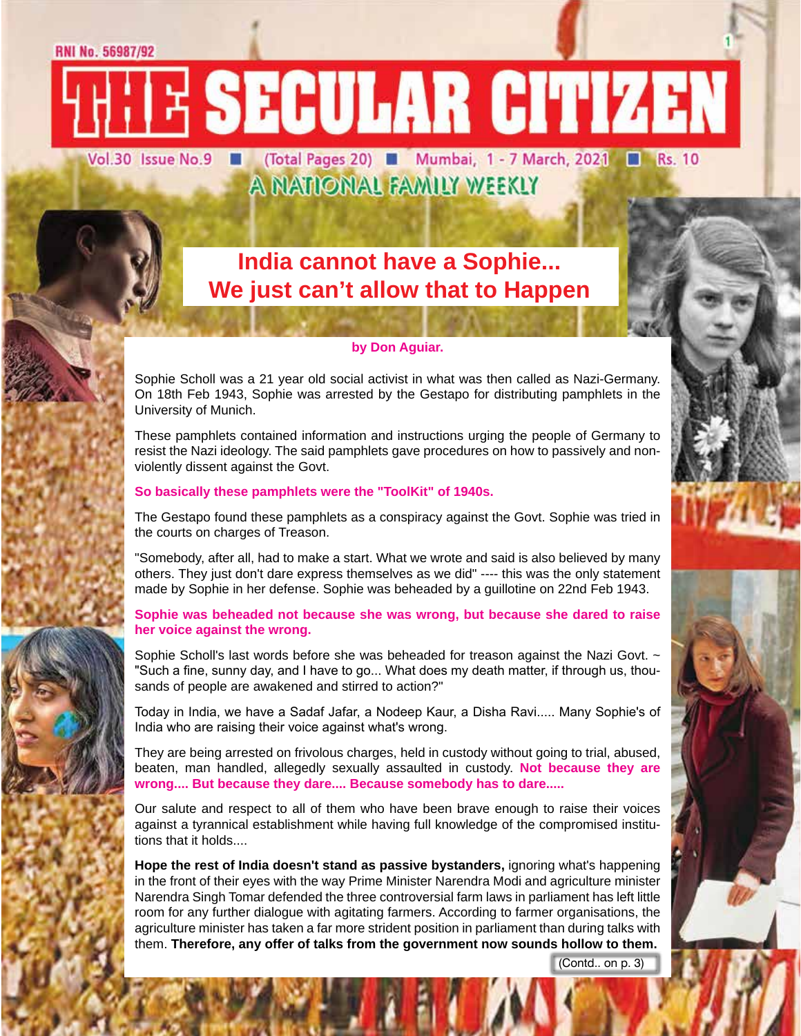RNI No. 56987/92

# THE SECULAR CITIZEN

Vol.30 Issue No.9 ■ (Total Pages 20) ■ Mumbai, 1 - 7 March, 2021 ■ Rs. 10

A NATIONAL FAMILY WEEKLY

## India cannot have a Sophie... We just can't allow that to Happen

**by Don Aguiar.**

Sophie Scholl was a 21 year old social activist in what was then called as Nazi-Germany. On 18th Feb 1943, Sophie was arrested by the Gestapo for distributing pamphlets in the University of Munich.

These pamphlets contained information and instructions urging the people of Germany to resist the Nazi ideology. The said pamphlets gave procedures on how to passively and non-violently dissent against the Govt.

**So basically these pamphlets were the "ToolKit" of 1940s.**

The Gestapo found these pamphlets as a conspiracy against the Govt. Sophie was tried in the courts on charges of Treason.

"Somebody, after all, had to make a start. What we wrote and said is also believed by many others. They just don't dare express themselves as we did" ---- this was the only statement made by Sophie in her defense. Sophie was beheaded by a guillotine on 22nd Feb 1943.

**Sophie was beheaded not because she was wrong, but because she dared to raise her voice against the wrong.**

Sophie Scholl's last words before she was beheaded for treason against the Nazi Govt. ~ "Such a fine, sunny day, and I have to go... What does my death matter, if through us, thousands of people are awakened and stirred to action?"

Today in India, we have a Sadaf Jafar, a Nodeep Kaur, a Disha Ravi..... Many Sophie's of India who are raising their voice against what's wrong.

They are being arrested on frivolous charges, held in custody without going to trial, abused, beaten, man handled, allegedly sexually assaulted in custody. **Not because they are wrong.... But because they dare.... Because somebody has to dare.....**

Our salute and respect to all of them who have been brave enough to raise their voices against a tyrannical establishment while having full knowledge of the compromised institutions that it holds....

**Hope the rest of India doesn't stand as passive bystanders,** ignoring what's happening in the front of their eyes with the way Prime Minister Narendra Modi and agriculture minister Narendra Singh Tomar defended the three controversial farm laws in parliament has left little room for any further dialogue with agitating farmers. According to farmer organisations, the agriculture minister has taken a far more strident position in parliament than during talks with them. **Therefore, any offer of talks from the government now sounds hollow to them.**

(Contd.. on p. 3)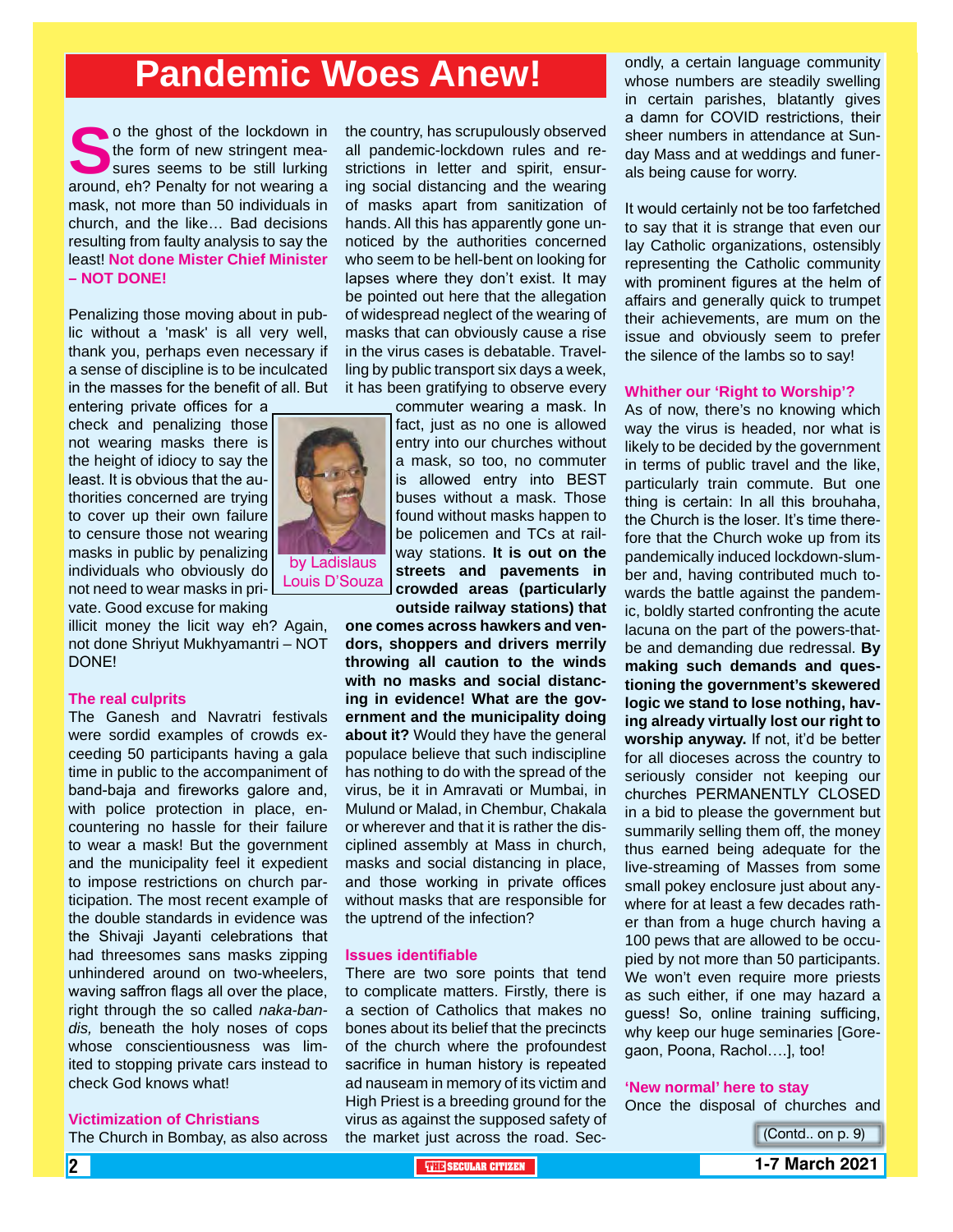# Pandemic Woes Anew!

by Ladislaus Louis D'Souza

So the ghost of the lockdown in the form of new stringent measures seems to be still lurking around, eh? Penalty for not wearing a mask, not more than 50 individuals in church, and the like… Bad decisions resulting from faulty analysis to say the least! **Not done Mister Chief Minister – NOT DONE!**

Penalizing those moving about in public without a 'mask' is all very well, thank you, perhaps even necessary if a sense of discipline is to be inculcated in the masses for the benefit of all. But entering private offices for a check and penalizing those not wearing masks there is the height of idiocy to say the least. It is obvious that the authorities concerned are trying to cover up their own failure to censure those not wearing masks in public by penalizing individuals who obviously do not need to wear masks in private. Good excuse for making illicit money the licit way eh? Again, not done Shriyut Mukhyamantri – NOT DONE!

### The real culprits

The Ganesh and Navratri festivals were sordid examples of crowds exceeding 50 participants having a gala time in public to the accompaniment of band-baja and fireworks galore and, with police protection in place, encountering no hassle for their failure to wear a mask! But the government and the municipality feel it expedient to impose restrictions on church participation. The most recent example of the double standards in evidence was the Shivaji Jayanti celebrations that had threesomes sans masks zipping unhindered around on two-wheelers, waving saffron flags all over the place, right through the so called *naka-bandis,* beneath the holy noses of cops whose conscientiousness was limited to stopping private cars instead to check God knows what!

### Victimization of Christians

The Church in Bombay, as also across the country, has scrupulously observed all pandemic-lockdown rules and restrictions in letter and spirit, ensuring social distancing and the wearing of masks apart from sanitization of hands. All this has apparently gone unnoticed by the authorities concerned who seem to be hell-bent on looking for lapses where they don't exist. It may be pointed out here that the allegation of widespread neglect of the wearing of masks that can obviously cause a rise in the virus cases is debatable. Travelling by public transport six days a week, it has been gratifying to observe every commuter wearing a mask. In fact, just as no one is allowed entry into our churches without a mask, so too, no commuter is allowed entry into BEST buses without a mask. Those found without masks happen to be policemen and TCs at railway stations. **It is out on the streets and pavements in crowded areas (particularly outside railway stations) that one comes across hawkers and vendors, shoppers and drivers merrily throwing all caution to the winds with no masks and social distancing in evidence! What are the government and the municipality doing about it?** Would they have the general populace believe that such indiscipline has nothing to do with the spread of the virus, be it in Amravati or Mumbai, in Mulund or Malad, in Chembur, Chakala or wherever and that it is rather the disciplined assembly at Mass in church, masks and social distancing in place, and those working in private offices without masks that are responsible for the uptrend of the infection?

### Issues identifiable

There are two sore points that tend to complicate matters. Firstly, there is a section of Catholics that makes no bones about its belief that the precincts of the church where the profoundest sacrifice in human history is repeated ad nauseam in memory of its victim and High Priest is a breeding ground for the virus as against the supposed safety of the market just across the road. Secondly, a certain language community whose numbers are steadily swelling in certain parishes, blatantly gives a damn for COVID restrictions, their sheer numbers in attendance at Sunday Mass and at weddings and funerals being cause for worry.

It would certainly not be too farfetched to say that it is strange that even our lay Catholic organizations, ostensibly representing the Catholic community with prominent figures at the helm of affairs and generally quick to trumpet their achievements, are mum on the issue and obviously seem to prefer the silence of the lambs so to say!

### Whither our 'Right to Worship'?

As of now, there's no knowing which way the virus is headed, nor what is likely to be decided by the government in terms of public travel and the like, particularly train commute. But one thing is certain: In all this brouhaha, the Church is the loser. It's time therefore that the Church woke up from its pandemically induced lockdown-slumber and, having contributed much towards the battle against the pandemic, boldly started confronting the acute lacuna on the part of the powers-that-be and demanding due redressal. **By making such demands and questioning the government's skewered logic we stand to lose nothing, having already virtually lost our right to worship anyway.** If not, it'd be better for all dioceses across the country to seriously consider not keeping our churches PERMANENTLY CLOSED in a bid to please the government but summarily selling them off, the money thus earned being adequate for the live-streaming of Masses from some small pokey enclosure just about anywhere for at least a few decades rather than from a huge church having a 100 pews that are allowed to be occupied by not more than 50 participants. We won't even require more priests as such either, if one may hazard a guess! So, online training sufficing, why keep our huge seminaries [Goregaon, Poona, Rachol….], too!

### 'New normal' here to stay

Once the disposal of churches and

(Contd.. on p. 9)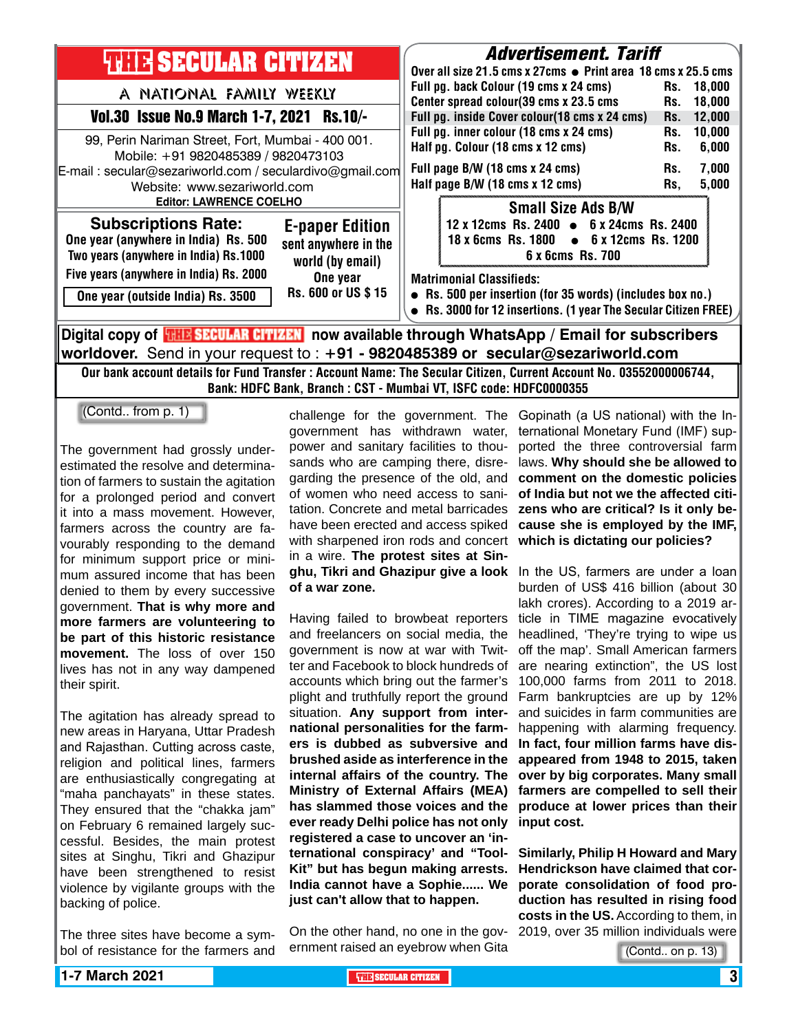# THE SECULAR CITIZEN

A NATIONAL FAMILY WEEKLY

**Vol.30 Issue No.9 March 1-7, 2021 Rs.10/-**

99, Perin Nariman Street, Fort, Mumbai - 400 001.
Mobile: +91 9820485389 / 9820473103
E-mail : secular@sezariworld.com / seculardivo@gmail.com
Website: www.sezariworld.com
**Editor: LAWRENCE COELHO**

## Subscriptions Rate:

One year (anywhere in India) Rs. 500
Two years (anywhere in India) Rs.1000
Five years (anywhere in India) Rs. 2000
One year (outside India) Rs. 3500

## E-paper Edition

sent anywhere in the world (by email)
One year
Rs. 600 or US $ 15

## Advertisement. Tariff

Over all size 21.5 cms x 27cms ● Print area 18 cms x 25.5 cms

| | |
|---|---|
| Full pg. back Colour (19 cms x 24 cms) | Rs. 18,000 |
| Center spread colour(39 cms x 23.5 cms | Rs. 18,000 |
| Full pg. inside Cover colour(18 cms x 24 cms) | Rs. 12,000 |
| Full pg. inner colour (18 cms x 24 cms) | Rs. 10,000 |
| Half pg. Colour (18 cms x 12 cms) | Rs. 6,000 |
| Full page B/W (18 cms x 24 cms) | Rs. 7,000 |
| Half page B/W (18 cms x 12 cms) | Rs, 5,000 |

### Small Size Ads B/W

12 x 12cms Rs. 2400 ● 6 x 24cms Rs. 2400
18 x 6cms Rs. 1800 ● 6 x 12cms Rs. 1200
6 x 6cms Rs. 700

**Matrimonial Classifieds:**

- Rs. 500 per insertion (for 35 words) (includes box no.)
- Rs. 3000 for 12 insertions. (1 year The Secular Citizen FREE)

**Digital copy of THE SECULAR CITIZEN now available through WhatsApp / Email for subscribers worldover.** Send in your request to : **+91 - 9820485389 or secular@sezariworld.com**

**Our bank account details for Fund Transfer : Account Name: The Secular Citizen, Current Account No. 03552000006744, Bank: HDFC Bank, Branch : CST - Mumbai VT, ISFC code: HDFC0000355**

---

(Contd.. from p. 1)

The government had grossly underestimated the resolve and determination of farmers to sustain the agitation for a prolonged period and convert it into a mass movement. However, farmers across the country are favourably responding to the demand for minimum support price or minimum assured income that has been denied to them by every successive government. **That is why more and more farmers are volunteering to be part of this historic resistance movement.** The loss of over 150 lives has not in any way dampened their spirit.

The agitation has already spread to new areas in Haryana, Uttar Pradesh and Rajasthan. Cutting across caste, religion and political lines, farmers are enthusiastically congregating at "maha panchayats" in these states. They ensured that the "chakka jam" on February 6 remained largely successful. Besides, the main protest sites at Singhu, Tikri and Ghazipur have been strengthened to resist violence by vigilante groups with the backing of police.

The three sites have become a symbol of resistance for the farmers and challenge for the government. The government has withdrawn water, power and sanitary facilities to thousands who are camping there, disregarding the presence of the old, and of women who need access to sanitation. Concrete and metal barricades have been erected and access spiked with sharpened iron rods and concert in a wire. **The protest sites at Singhu, Tikri and Ghazipur give a look of a war zone.**

Having failed to browbeat reporters and freelancers on social media, the government is now at war with Twitter and Facebook to block hundreds of accounts which bring out the farmer's plight and truthfully report the ground situation. **Any support from international personalities for the farmers is dubbed as subversive and brushed aside as interference in the internal affairs of the country. The Ministry of External Affairs (MEA) has slammed those voices and the ever ready Delhi police has not only registered a case to uncover an 'international conspiracy' and "Tool-Kit" but has begun making arrests. India cannot have a Sophie...... We just can't allow that to happen.**

On the other hand, no one in the government raised an eyebrow when Gita Gopinath (a US national) with the International Monetary Fund (IMF) supported the three controversial farm laws. **Why should she be allowed to comment on the domestic policies of India but not we the affected citizens who are critical? Is it only because she is employed by the IMF, which is dictating our policies?**

In the US, farmers are under a loan burden of US$ 416 billion (about 30 lakh crores). According to a 2019 article in TIME magazine evocatively headlined, 'They're trying to wipe us off the map'. Small American farmers are nearing extinction", the US lost 100,000 farms from 2011 to 2018. Farm bankruptcies are up by 12% and suicides in farm communities are happening with alarming frequency. **In fact, four million farms have disappeared from 1948 to 2015, taken over by big corporates. Many small farmers are compelled to sell their produce at lower prices than their input cost.**

**Similarly, Philip H Howard and Mary Hendrickson have claimed that corporate consolidation of food production has resulted in rising food costs in the US.** According to them, in 2019, over 35 million individuals were

(Contd.. on p. 13)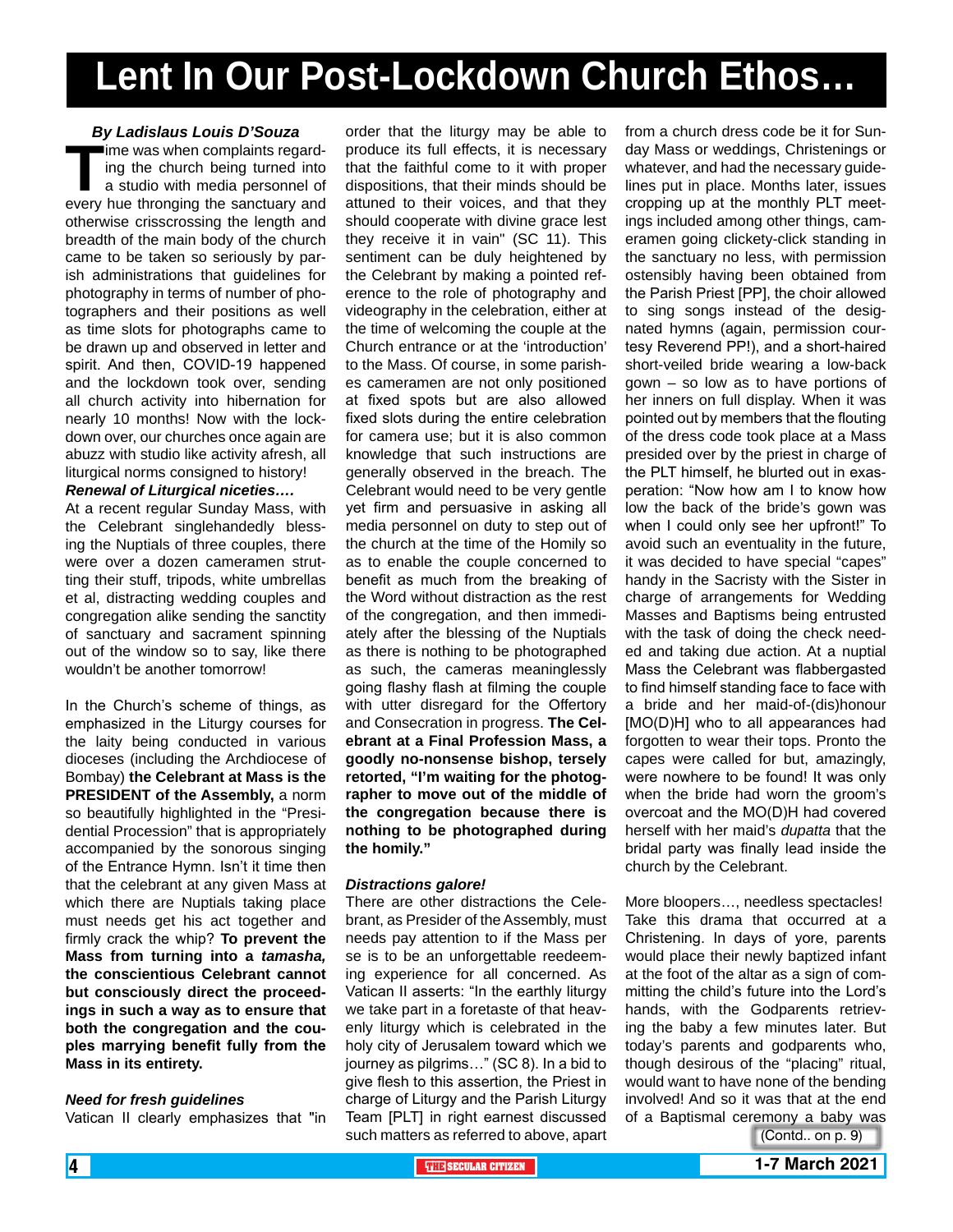# Lent In Our Post-Lockdown Church Ethos…

***By Ladislaus Louis D'Souza***

Time was when complaints regarding the church being turned into a studio with media personnel of every hue thronging the sanctuary and otherwise crisscrossing the length and breadth of the main body of the church came to be taken so seriously by parish administrations that guidelines for photography in terms of number of photographers and their positions as well as time slots for photographs came to be drawn up and observed in letter and spirit. And then, COVID-19 happened and the lockdown took over, sending all church activity into hibernation for nearly 10 months! Now with the lockdown over, our churches once again are abuzz with studio like activity afresh, all liturgical norms consigned to history!

***Renewal of Liturgical niceties….***

At a recent regular Sunday Mass, with the Celebrant singlehandedly blessing the Nuptials of three couples, there were over a dozen cameramen strutting their stuff, tripods, white umbrellas et al, distracting wedding couples and congregation alike sending the sanctity of sanctuary and sacrament spinning out of the window so to say, like there wouldn't be another tomorrow!

In the Church's scheme of things, as emphasized in the Liturgy courses for the laity being conducted in various dioceses (including the Archdiocese of Bombay) **the Celebrant at Mass is the PRESIDENT of the Assembly,** a norm so beautifully highlighted in the "Presidential Procession" that is appropriately accompanied by the sonorous singing of the Entrance Hymn. Isn't it time then that the celebrant at any given Mass at which there are Nuptials taking place must needs get his act together and firmly crack the whip? **To prevent the Mass from turning into a *tamasha,* the conscientious Celebrant cannot but consciously direct the proceedings in such a way as to ensure that both the congregation and the couples marrying benefit fully from the Mass in its entirety.**

***Need for fresh guidelines***

Vatican II clearly emphasizes that "in order that the liturgy may be able to produce its full effects, it is necessary that the faithful come to it with proper dispositions, that their minds should be attuned to their voices, and that they should cooperate with divine grace lest they receive it in vain" (SC 11). This sentiment can be duly heightened by the Celebrant by making a pointed reference to the role of photography and videography in the celebration, either at the time of welcoming the couple at the Church entrance or at the 'introduction' to the Mass. Of course, in some parishes cameramen are not only positioned at fixed spots but are also allowed fixed slots during the entire celebration for camera use; but it is also common knowledge that such instructions are generally observed in the breach. The Celebrant would need to be very gentle yet firm and persuasive in asking all media personnel on duty to step out of the church at the time of the Homily so as to enable the couple concerned to benefit as much from the breaking of the Word without distraction as the rest of the congregation, and then immediately after the blessing of the Nuptials as there is nothing to be photographed as such, the cameras meaninglessly going flashy flash at filming the couple with utter disregard for the Offertory and Consecration in progress. **The Celebrant at a Final Profession Mass, a goodly no-nonsense bishop, tersely retorted, "I'm waiting for the photographer to move out of the middle of the congregation because there is nothing to be photographed during the homily."**

***Distractions galore!***

There are other distractions the Celebrant, as Presider of the Assembly, must needs pay attention to if the Mass per se is to be an unforgettable reedeeming experience for all concerned. As Vatican II asserts: "In the earthly liturgy we take part in a foretaste of that heavenly liturgy which is celebrated in the holy city of Jerusalem toward which we journey as pilgrims…" (SC 8). In a bid to give flesh to this assertion, the Priest in charge of Liturgy and the Parish Liturgy Team [PLT] in right earnest discussed such matters as referred to above, apart from a church dress code be it for Sunday Mass or weddings, Christenings or whatever, and had the necessary guidelines put in place. Months later, issues cropping up at the monthly PLT meetings included among other things, cameramen going clickety-click standing in the sanctuary no less, with permission ostensibly having been obtained from the Parish Priest [PP], the choir allowed to sing songs instead of the designated hymns (again, permission courtesy Reverend PP!), and a short-haired short-veiled bride wearing a low-back gown – so low as to have portions of her inners on full display. When it was pointed out by members that the flouting of the dress code took place at a Mass presided over by the priest in charge of the PLT himself, he blurted out in exasperation: "Now how am I to know how low the back of the bride's gown was when I could only see her upfront!" To avoid such an eventuality in the future, it was decided to have special "capes" handy in the Sacristy with the Sister in charge of arrangements for Wedding Masses and Baptisms being entrusted with the task of doing the check needed and taking due action. At a nuptial Mass the Celebrant was flabbergasted to find himself standing face to face with a bride and her maid-of-(dis)honour [MO(D)H] who to all appearances had forgotten to wear their tops. Pronto the capes were called for but, amazingly, were nowhere to be found! It was only when the bride had worn the groom's overcoat and the MO(D)H had covered herself with her maid's *dupatta* that the bridal party was finally lead inside the church by the Celebrant.

More bloopers…, needless spectacles! Take this drama that occurred at a Christening. In days of yore, parents would place their newly baptized infant at the foot of the altar as a sign of committing the child's future into the Lord's hands, with the Godparents retrieving the baby a few minutes later. But today's parents and godparents who, though desirous of the "placing" ritual, would want to have none of the bending involved! And so it was that at the end of a Baptismal ceremony a baby was

(Contd.. on p. 9)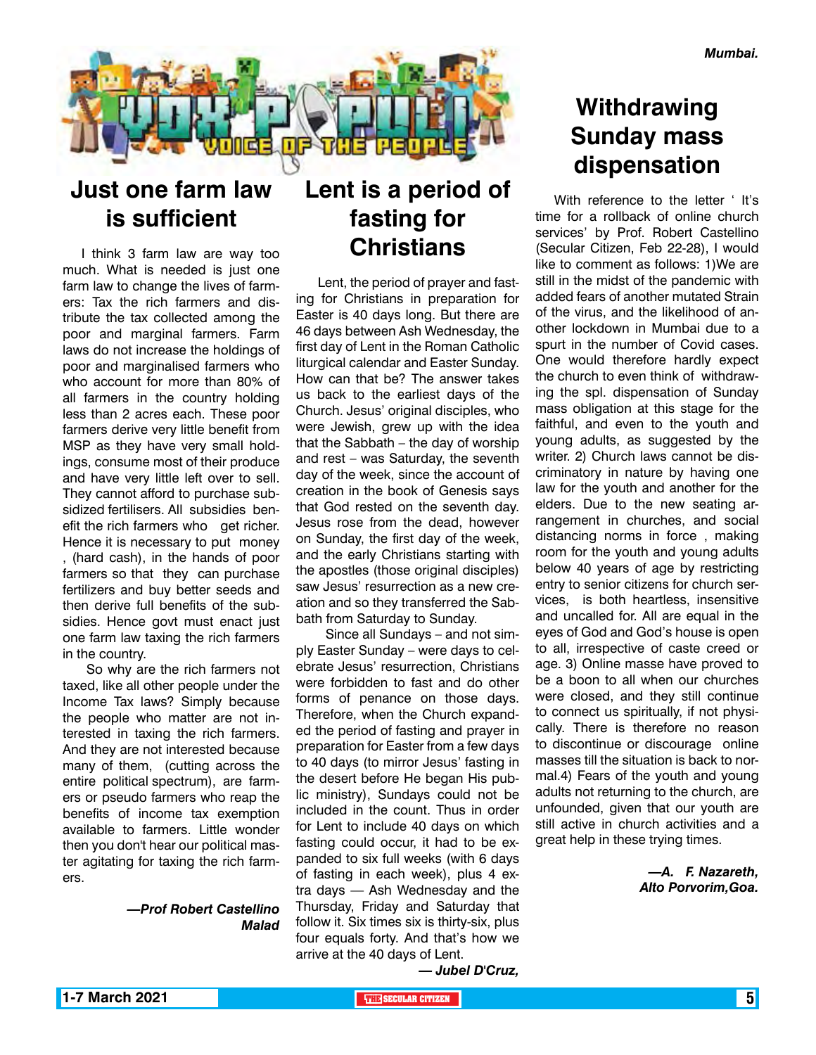Mumbai.

# VOX POPULI – VOICE OF THE PEOPLE

## Just one farm law is sufficient

I think 3 farm law are way too much. What is needed is just one farm law to change the lives of farmers: Tax the rich farmers and distribute the tax collected among the poor and marginal farmers. Farm laws do not increase the holdings of poor and marginalised farmers who who account for more than 80% of all farmers in the country holding less than 2 acres each. These poor farmers derive very little benefit from MSP as they have very small holdings, consume most of their produce and have very little left over to sell. They cannot afford to purchase subsidized fertilisers. All subsidies benefit the rich farmers who get richer. Hence it is necessary to put money , (hard cash), in the hands of poor farmers so that they can purchase fertilizers and buy better seeds and then derive full benefits of the subsidies. Hence govt must enact just one farm law taxing the rich farmers in the country.

So why are the rich farmers not taxed, like all other people under the Income Tax laws? Simply because the people who matter are not interested in taxing the rich farmers. And they are not interested because many of them, (cutting across the entire political spectrum), are farmers or pseudo farmers who reap the benefits of income tax exemption available to farmers. Little wonder then you don't hear our political master agitating for taxing the rich farmers.

*—Prof Robert Castellino*
*Malad*

## Lent is a period of fasting for Christians

Lent, the period of prayer and fasting for Christians in preparation for Easter is 40 days long. But there are 46 days between Ash Wednesday, the first day of Lent in the Roman Catholic liturgical calendar and Easter Sunday. How can that be? The answer takes us back to the earliest days of the Church. Jesus' original disciples, who were Jewish, grew up with the idea that the Sabbath – the day of worship and rest – was Saturday, the seventh day of the week, since the account of creation in the book of Genesis says that God rested on the seventh day. Jesus rose from the dead, however on Sunday, the first day of the week, and the early Christians starting with the apostles (those original disciples) saw Jesus' resurrection as a new creation and so they transferred the Sabbath from Saturday to Sunday.

Since all Sundays – and not simply Easter Sunday – were days to celebrate Jesus' resurrection, Christians were forbidden to fast and do other forms of penance on those days. Therefore, when the Church expanded the period of fasting and prayer in preparation for Easter from a few days to 40 days (to mirror Jesus' fasting in the desert before He began His public ministry), Sundays could not be included in the count. Thus in order for Lent to include 40 days on which fasting could occur, it had to be expanded to six full weeks (with 6 days of fasting in each week), plus 4 extra days — Ash Wednesday and the Thursday, Friday and Saturday that follow it. Six times six is thirty-six, plus four equals forty. And that's how we arrive at the 40 days of Lent.

*— Jubel D'Cruz,*

## Withdrawing Sunday mass dispensation

With reference to the letter ' It's time for a rollback of online church services' by Prof. Robert Castellino (Secular Citizen, Feb 22-28), I would like to comment as follows: 1)We are still in the midst of the pandemic with added fears of another mutated Strain of the virus, and the likelihood of another lockdown in Mumbai due to a spurt in the number of Covid cases. One would therefore hardly expect the church to even think of withdrawing the spl. dispensation of Sunday mass obligation at this stage for the faithful, and even to the youth and young adults, as suggested by the writer. 2) Church laws cannot be discriminatory in nature by having one law for the youth and another for the elders. Due to the new seating arrangement in churches, and social distancing norms in force , making room for the youth and young adults below 40 years of age by restricting entry to senior citizens for church services, is both heartless, insensitive and uncalled for. All are equal in the eyes of God and God's house is open to all, irrespective of caste creed or age. 3) Online masse have proved to be a boon to all when our churches were closed, and they still continue to connect us spiritually, if not physically. There is therefore no reason to discontinue or discourage online masses till the situation is back to normal.4) Fears of the youth and young adults not returning to the church, are unfounded, given that our youth are still active in church activities and a great help in these trying times.

*—A. F. Nazareth,*
*Alto Porvorim,Goa.*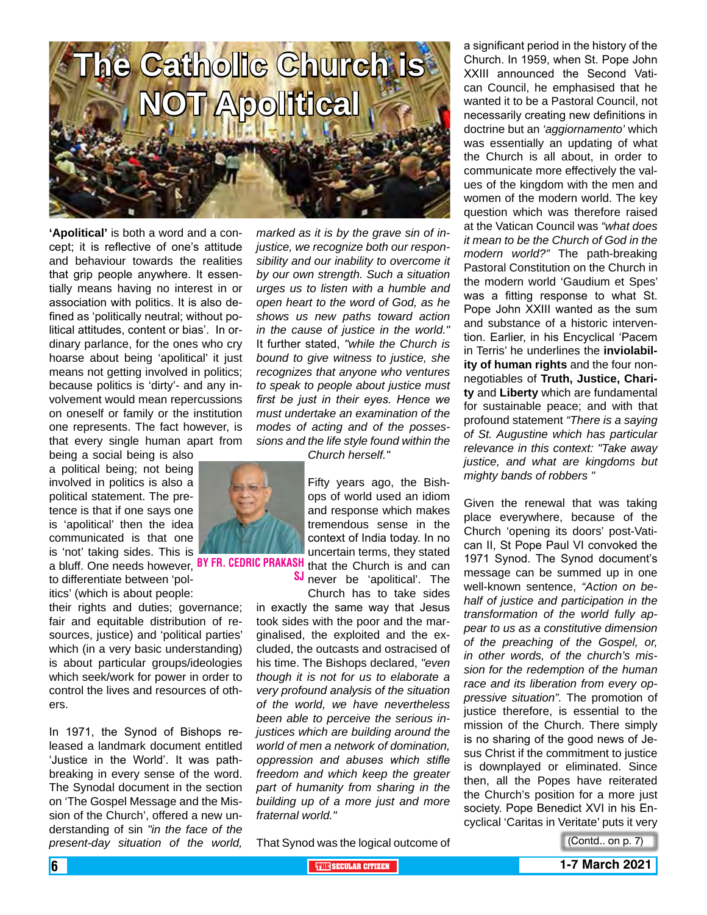# The Catholic Church is NOT Apolitical

**BY FR. CEDRIC PRAKASH SJ**

**'Apolitical'** is both a word and a concept; it is reflective of one's attitude and behaviour towards the realities that grip people anywhere. It essentially means having no interest in or association with politics. It is also defined as 'politically neutral; without political attitudes, content or bias'. In ordinary parlance, for the ones who cry hoarse about being 'apolitical' it just means not getting involved in politics; because politics is 'dirty'- and any involvement would mean repercussions on oneself or family or the institution one represents. The fact however, is that every single human apart from being a social being is also a political being; not being involved in politics is also a political statement. The pretence is that if one says one is 'apolitical' then the idea communicated is that one is 'not' taking sides. This is a bluff. One needs however, to differentiate between 'politics' (which is about people: their rights and duties; governance; fair and equitable distribution of resources, justice) and 'political parties' which (in a very basic understanding) is about particular groups/ideologies which seek/work for power in order to control the lives and resources of others.

In 1971, the Synod of Bishops released a landmark document entitled 'Justice in the World'. It was path-breaking in every sense of the word. The Synodal document in the section on 'The Gospel Message and the Mission of the Church', offered a new understanding of sin *"in the face of the present-day situation of the world, marked as it is by the grave sin of injustice, we recognize both our responsibility and our inability to overcome it by our own strength. Such a situation urges us to listen with a humble and open heart to the word of God, as he shows us new paths toward action in the cause of justice in the world."* It further stated, *"while the Church is bound to give witness to justice, she recognizes that anyone who ventures to speak to people about justice must first be just in their eyes. Hence we must undertake an examination of the modes of acting and of the possessions and the life style found within the Church herself."*

Fifty years ago, the Bishops of world used an idiom and response which makes tremendous sense in the context of India today. In no uncertain terms, they stated that the Church is and can never be 'apolitical'. The Church has to take sides in exactly the same way that Jesus took sides with the poor and the marginalised, the exploited and the excluded, the outcasts and ostracised of his time. The Bishops declared, *"even though it is not for us to elaborate a very profound analysis of the situation of the world, we have nevertheless been able to perceive the serious injustices which are building around the world of men a network of domination, oppression and abuses which stifle freedom and which keep the greater part of humanity from sharing in the building up of a more just and more fraternal world."*

That Synod was the logical outcome of a significant period in the history of the Church. In 1959, when St. Pope John XXIII announced the Second Vatican Council, he emphasised that he wanted it to be a Pastoral Council, not necessarily creating new definitions in doctrine but an *'aggiornamento'* which was essentially an updating of what the Church is all about, in order to communicate more effectively the values of the kingdom with the men and women of the modern world. The key question which was therefore raised at the Vatican Council was *"what does it mean to be the Church of God in the modern world?"* The path-breaking Pastoral Constitution on the Church in the modern world 'Gaudium et Spes' was a fitting response to what St. Pope John XXIII wanted as the sum and substance of a historic intervention. Earlier, in his Encyclical 'Pacem in Terris' he underlines the **inviolability of human rights** and the four non-negotiables of **Truth, Justice, Charity** and **Liberty** which are fundamental for sustainable peace; and with that profound statement *"There is a saying of St. Augustine which has particular relevance in this context: "Take away justice, and what are kingdoms but mighty bands of robbers "*

Given the renewal that was taking place everywhere, because of the Church 'opening its doors' post-Vatican II, St Pope Paul VI convoked the 1971 Synod. The Synod document's message can be summed up in one well-known sentence, *"Action on behalf of justice and participation in the transformation of the world fully appear to us as a constitutive dimension of the preaching of the Gospel, or, in other words, of the church's mission for the redemption of the human race and its liberation from every oppressive situation".* The promotion of justice therefore, is essential to the mission of the Church. There simply is no sharing of the good news of Jesus Christ if the commitment to justice is downplayed or eliminated. Since then, all the Popes have reiterated the Church's position for a more just society. Pope Benedict XVI in his Encyclical 'Caritas in Veritate' puts it very

(Contd.. on p. 7)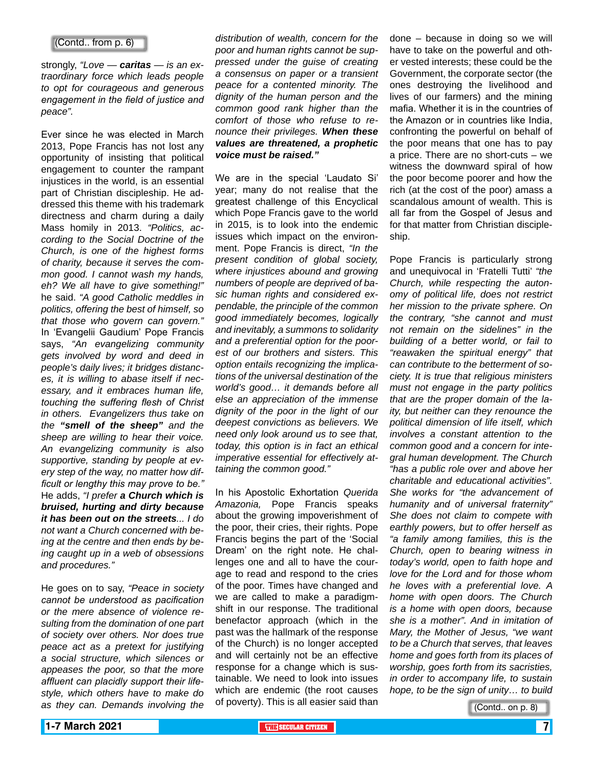(Contd.. from p. 6)

strongly, *"Love — **caritas** — is an extraordinary force which leads people to opt for courageous and generous engagement in the field of justice and peace".*

Ever since he was elected in March 2013, Pope Francis has not lost any opportunity of insisting that political engagement to counter the rampant injustices in the world, is an essential part of Christian discipleship. He addressed this theme with his trademark directness and charm during a daily Mass homily in 2013. *"Politics, according to the Social Doctrine of the Church, is one of the highest forms of charity, because it serves the common good. I cannot wash my hands, eh? We all have to give something!"* he said. *"A good Catholic meddles in politics, offering the best of himself, so that those who govern can govern."* In 'Evangelii Gaudium' Pope Francis says, *"An evangelizing community gets involved by word and deed in people's daily lives; it bridges distances, it is willing to abase itself if necessary, and it embraces human life, touching the suffering flesh of Christ in others. Evangelizers thus take on the **"smell of the sheep"** and the sheep are willing to hear their voice. An evangelizing community is also supportive, standing by people at every step of the way, no matter how difficult or lengthy this may prove to be."* He adds, *"I prefer **a Church which is bruised, hurting and dirty because it has been out on the streets**... I do not want a Church concerned with being at the centre and then ends by being caught up in a web of obsessions and procedures."*

He goes on to say, *"Peace in society cannot be understood as pacification or the mere absence of violence resulting from the domination of one part of society over others. Nor does true peace act as a pretext for justifying a social structure, which silences or appeases the poor, so that the more affluent can placidly support their lifestyle, which others have to make do as they can. Demands involving the distribution of wealth, concern for the poor and human rights cannot be suppressed under the guise of creating a consensus on paper or a transient peace for a contented minority. The dignity of the human person and the common good rank higher than the comfort of those who refuse to renounce their privileges. **When these values are threatened, a prophetic voice must be raised."***

We are in the special 'Laudato Si' year; many do not realise that the greatest challenge of this Encyclical which Pope Francis gave to the world in 2015, is to look into the endemic issues which impact on the environment. Pope Francis is direct, *"In the present condition of global society, where injustices abound and growing numbers of people are deprived of basic human rights and considered expendable, the principle of the common good immediately becomes, logically and inevitably, a summons to solidarity and a preferential option for the poorest of our brothers and sisters. This option entails recognizing the implications of the universal destination of the world's good… it demands before all else an appreciation of the immense dignity of the poor in the light of our deepest convictions as believers. We need only look around us to see that, today, this option is in fact an ethical imperative essential for effectively attaining the common good."*

In his Apostolic Exhortation *Querida Amazonia,* Pope Francis speaks about the growing impoverishment of the poor, their cries, their rights. Pope Francis begins the part of the 'Social Dream' on the right note. He challenges one and all to have the courage to read and respond to the cries of the poor. Times have changed and we are called to make a paradigm-shift in our response. The traditional benefactor approach (which in the past was the hallmark of the response of the Church) is no longer accepted and will certainly not be an effective response for a change which is sustainable. We need to look into issues which are endemic (the root causes of poverty). This is all easier said than done – because in doing so we will have to take on the powerful and other vested interests; these could be the Government, the corporate sector (the ones destroying the livelihood and lives of our farmers) and the mining mafia. Whether it is in the countries of the Amazon or in countries like India, confronting the powerful on behalf of the poor means that one has to pay a price. There are no short-cuts – we witness the downward spiral of how the poor become poorer and how the rich (at the cost of the poor) amass a scandalous amount of wealth. This is all far from the Gospel of Jesus and for that matter from Christian discipleship.

Pope Francis is particularly strong and unequivocal in 'Fratelli Tutti' *"the Church, while respecting the autonomy of political life, does not restrict her mission to the private sphere. On the contrary, "she cannot and must not remain on the sidelines" in the building of a better world, or fail to "reawaken the spiritual energy" that can contribute to the betterment of society. It is true that religious ministers must not engage in the party politics that are the proper domain of the laity, but neither can they renounce the political dimension of life itself, which involves a constant attention to the common good and a concern for integral human development. The Church "has a public role over and above her charitable and educational activities". She works for "the advancement of humanity and of universal fraternity" She does not claim to compete with earthly powers, but to offer herself as "a family among families, this is the Church, open to bearing witness in today's world, open to faith hope and love for the Lord and for those whom he loves with a preferential love. A home with open doors. The Church is a home with open doors, because she is a mother". And in imitation of Mary, the Mother of Jesus, "we want to be a Church that serves, that leaves home and goes forth from its places of worship, goes forth from its sacristies, in order to accompany life, to sustain hope, to be the sign of unity… to build*

(Contd.. on p. 8)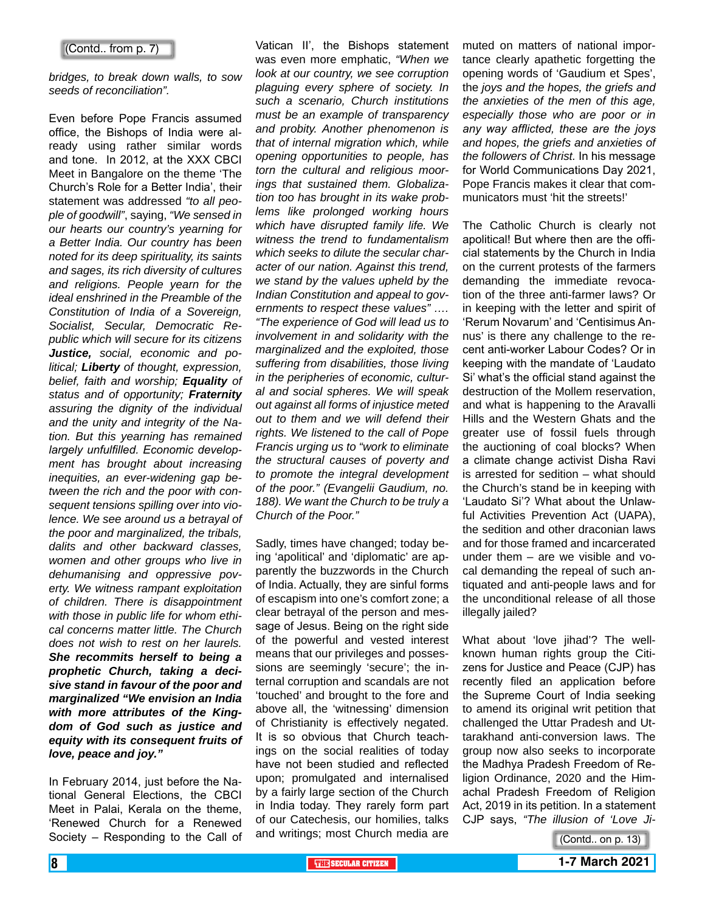(Contd.. from p. 7)

*bridges, to break down walls, to sow seeds of reconciliation".*

Even before Pope Francis assumed office, the Bishops of India were already using rather similar words and tone. In 2012, at the XXX CBCI Meet in Bangalore on the theme 'The Church's Role for a Better India', their statement was addressed *"to all people of goodwill"*, saying, *"We sensed in our hearts our country's yearning for a Better India. Our country has been noted for its deep spirituality, its saints and sages, its rich diversity of cultures and religions. People yearn for the ideal enshrined in the Preamble of the Constitution of India of a Sovereign, Socialist, Secular, Democratic Republic which will secure for its citizens* ***Justice,*** *social, economic and political;* ***Liberty*** *of thought, expression, belief, faith and worship;* ***Equality*** *of status and of opportunity;* ***Fraternity*** *assuring the dignity of the individual and the unity and integrity of the Nation. But this yearning has remained largely unfulfilled. Economic development has brought about increasing inequities, an ever-widening gap between the rich and the poor with consequent tensions spilling over into violence. We see around us a betrayal of the poor and marginalized, the tribals, dalits and other backward classes, women and other groups who live in dehumanising and oppressive poverty. We witness rampant exploitation of children. There is disappointment with those in public life for whom ethical concerns matter little. The Church does not wish to rest on her laurels.* ***She recommits herself to being a prophetic Church, taking a decisive stand in favour of the poor and marginalized "We envision an India with more attributes of the Kingdom of God such as justice and equity with its consequent fruits of love, peace and joy."***

In February 2014, just before the National General Elections, the CBCI Meet in Palai, Kerala on the theme, 'Renewed Church for a Renewed Society – Responding to the Call of Vatican II', the Bishops statement was even more emphatic, *"When we look at our country, we see corruption plaguing every sphere of society. In such a scenario, Church institutions must be an example of transparency and probity. Another phenomenon is that of internal migration which, while opening opportunities to people, has torn the cultural and religious moorings that sustained them. Globalization too has brought in its wake problems like prolonged working hours which have disrupted family life. We witness the trend to fundamentalism which seeks to dilute the secular character of our nation. Against this trend, we stand by the values upheld by the Indian Constitution and appeal to governments to respect these values" …. "The experience of God will lead us to involvement in and solidarity with the marginalized and the exploited, those suffering from disabilities, those living in the peripheries of economic, cultural and social spheres. We will speak out against all forms of injustice meted out to them and we will defend their rights. We listened to the call of Pope Francis urging us to "work to eliminate the structural causes of poverty and to promote the integral development of the poor." (Evangelii Gaudium, no. 188). We want the Church to be truly a Church of the Poor."*

Sadly, times have changed; today being 'apolitical' and 'diplomatic' are apparently the buzzwords in the Church of India. Actually, they are sinful forms of escapism into one's comfort zone; a clear betrayal of the person and message of Jesus. Being on the right side of the powerful and vested interest means that our privileges and possessions are seemingly 'secure'; the internal corruption and scandals are not 'touched' and brought to the fore and above all, the 'witnessing' dimension of Christianity is effectively negated. It is so obvious that Church teachings on the social realities of today have not been studied and reflected upon; promulgated and internalised by a fairly large section of the Church in India today. They rarely form part of our Catechesis, our homilies, talks and writings; most Church media are muted on matters of national importance clearly apathetic forgetting the opening words of 'Gaudium et Spes', the *joys and the hopes, the griefs and the anxieties of the men of this age, especially those who are poor or in any way afflicted, these are the joys and hopes, the griefs and anxieties of the followers of Christ.* In his message for World Communications Day 2021, Pope Francis makes it clear that communicators must 'hit the streets!'

The Catholic Church is clearly not apolitical! But where then are the official statements by the Church in India on the current protests of the farmers demanding the immediate revocation of the three anti-farmer laws? Or in keeping with the letter and spirit of 'Rerum Novarum' and 'Centisimus Annus' is there any challenge to the recent anti-worker Labour Codes? Or in keeping with the mandate of 'Laudato Si' what's the official stand against the destruction of the Mollem reservation, and what is happening to the Aravalli Hills and the Western Ghats and the greater use of fossil fuels through the auctioning of coal blocks? When a climate change activist Disha Ravi is arrested for sedition – what should the Church's stand be in keeping with 'Laudato Si'? What about the Unlawful Activities Prevention Act (UAPA), the sedition and other draconian laws and for those framed and incarcerated under them – are we visible and vocal demanding the repeal of such antiquated and anti-people laws and for the unconditional release of all those illegally jailed?

What about 'love jihad'? The well-known human rights group the Citizens for Justice and Peace (CJP) has recently filed an application before the Supreme Court of India seeking to amend its original writ petition that challenged the Uttar Pradesh and Uttarakhand anti-conversion laws. The group now also seeks to incorporate the Madhya Pradesh Freedom of Religion Ordinance, 2020 and the Himachal Pradesh Freedom of Religion Act, 2019 in its petition. In a statement CJP says, *"The illusion of 'Love Ji-*

(Contd.. on p. 13)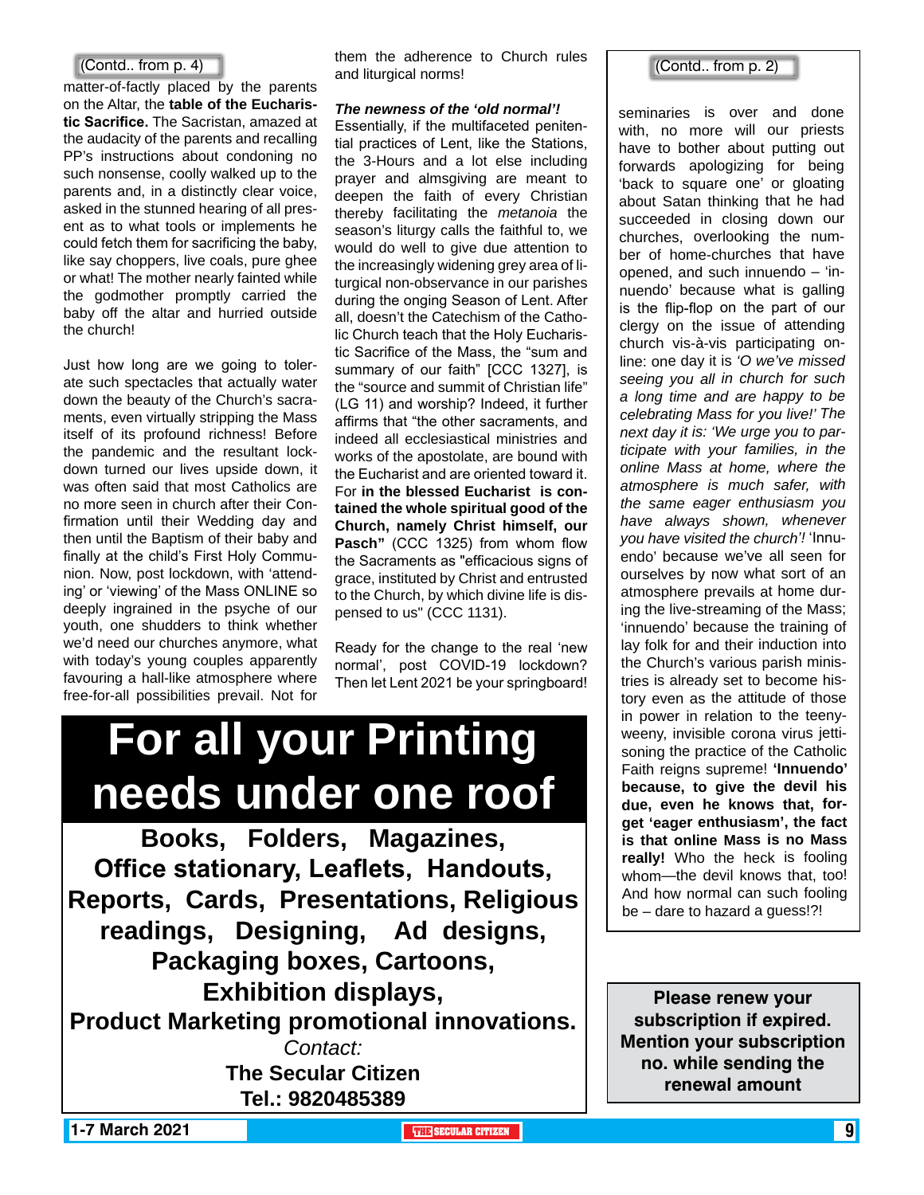(Contd.. from p. 4)

matter-of-factly placed by the parents on the Altar, the **table of the Eucharistic Sacrifice.** The Sacristan, amazed at the audacity of the parents and recalling PP's instructions about condoning no such nonsense, coolly walked up to the parents and, in a distinctly clear voice, asked in the stunned hearing of all present as to what tools or implements he could fetch them for sacrificing the baby, like say choppers, live coals, pure ghee or what! The mother nearly fainted while the godmother promptly carried the baby off the altar and hurried outside the church!

Just how long are we going to tolerate such spectacles that actually water down the beauty of the Church's sacraments, even virtually stripping the Mass itself of its profound richness! Before the pandemic and the resultant lockdown turned our lives upside down, it was often said that most Catholics are no more seen in church after their Confirmation until their Wedding day and then until the Baptism of their baby and finally at the child's First Holy Communion. Now, post lockdown, with 'attending' or 'viewing' of the Mass ONLINE so deeply ingrained in the psyche of our youth, one shudders to think whether we'd need our churches anymore, what with today's young couples apparently favouring a hall-like atmosphere where free-for-all possibilities prevail. Not for them the adherence to Church rules and liturgical norms!

***The newness of the 'old normal'!***

Essentially, if the multifaceted penitential practices of Lent, like the Stations, the 3-Hours and a lot else including prayer and almsgiving are meant to deepen the faith of every Christian thereby facilitating the *metanoia* the season's liturgy calls the faithful to, we would do well to give due attention to the increasingly widening grey area of liturgical non-observance in our parishes during the onging Season of Lent. After all, doesn't the Catechism of the Catholic Church teach that the Holy Eucharistic Sacrifice of the Mass, the "sum and summary of our faith" [CCC 1327], is the "source and summit of Christian life" (LG 11) and worship? Indeed, it further affirms that "the other sacraments, and indeed all ecclesiastical ministries and works of the apostolate, are bound with the Eucharist and are oriented toward it. For **in the blessed Eucharist is contained the whole spiritual good of the Church, namely Christ himself, our Pasch"** (CCC 1325) from whom flow the Sacraments as "efficacious signs of grace, instituted by Christ and entrusted to the Church, by which divine life is dispensed to us" (CCC 1131).

Ready for the change to the real 'new normal', post COVID-19 lockdown? Then let Lent 2021 be your springboard!

# For all your Printing needs under one roof

**Books, Folders, Magazines, Office stationary, Leaflets, Handouts, Reports, Cards, Presentations, Religious readings, Designing, Ad designs, Packaging boxes, Cartoons, Exhibition displays, Product Marketing promotional innovations.**

*Contact:*

**The Secular Citizen**

**Tel.: 9820485389**

(Contd.. from p. 2)

seminaries is over and done with, no more will our priests have to bother about putting out forwards apologizing for being 'back to square one' or gloating about Satan thinking that he had succeeded in closing down our churches, overlooking the number of home-churches that have opened, and such innuendo – 'innuendo' because what is galling is the flip-flop on the part of our clergy on the issue of attending church vis-à-vis participating online: one day it is *'O we've missed seeing you all in church for such a long time and are happy to be celebrating Mass for you live!'* The next day it is: *'We urge you to participate with your families, in the online Mass at home, where the atmosphere is much safer, with the same eager enthusiasm you have always shown, whenever you have visited the church'!* 'Innuendo' because we've all seen for ourselves by now what sort of an atmosphere prevails at home during the live-streaming of the Mass; 'innuendo' because the training of lay folk for and their induction into the Church's various parish ministries is already set to become history even as the attitude of those in power in relation to the teeny-weeny, invisible corona virus jettisoning the practice of the Catholic Faith reigns supreme! **'Innuendo' because, to give the devil his due, even he knows that, forget 'eager enthusiasm', the fact is that online Mass is no Mass really!** Who the heck is fooling whom—the devil knows that, too! And how normal can such fooling be – dare to hazard a guess!?!

**Please renew your subscription if expired. Mention your subscription no. while sending the renewal amount**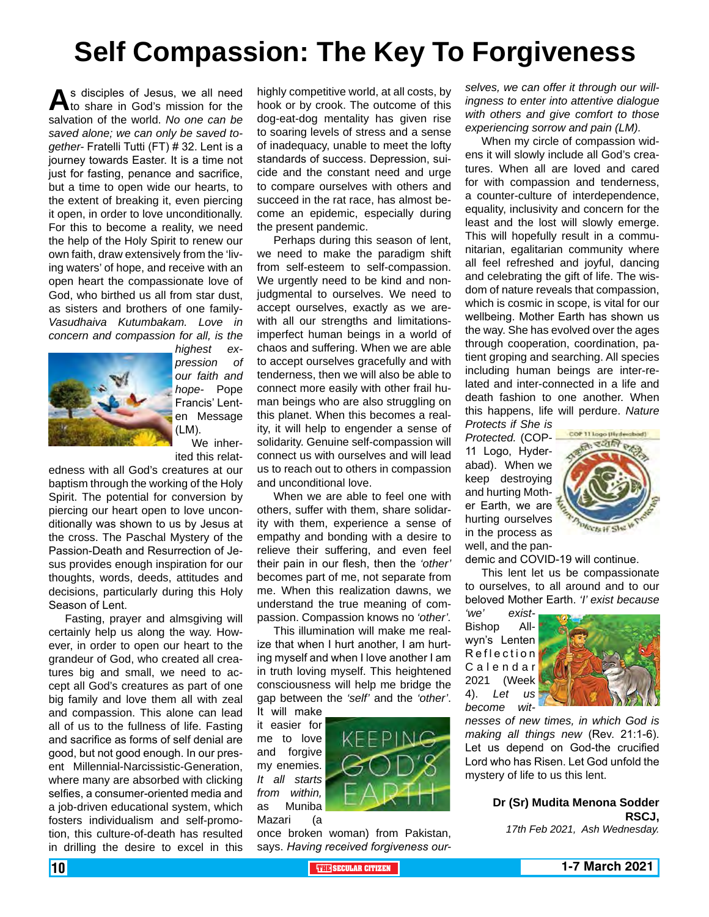# Self Compassion: The Key To Forgiveness

As disciples of Jesus, we all need to share in God's mission for the salvation of the world. *No one can be saved alone; we can only be saved together-* Fratelli Tutti (FT) # 32. Lent is a journey towards Easter. It is a time not just for fasting, penance and sacrifice, but a time to open wide our hearts, to the extent of breaking it, even piercing it open, in order to love unconditionally. For this to become a reality, we need the help of the Holy Spirit to renew our own faith, draw extensively from the 'living waters' of hope, and receive with an open heart the compassionate love of God, who birthed us all from star dust, as sisters and brothers of one family- *Vasudhaiva Kutumbakam. Love in concern and compassion for all, is the highest expression of our faith and hope-* Pope Francis' Lenten Message (LM).

We inherited this relatedness with all God's creatures at our baptism through the working of the Holy Spirit. The potential for conversion by piercing our heart open to love unconditionally was shown to us by Jesus at the cross. The Paschal Mystery of the Passion-Death and Resurrection of Jesus provides enough inspiration for our thoughts, words, deeds, attitudes and decisions, particularly during this Holy Season of Lent.

Fasting, prayer and almsgiving will certainly help us along the way. However, in order to open our heart to the grandeur of God, who created all creatures big and small, we need to accept all God's creatures as part of one big family and love them all with zeal and compassion. This alone can lead all of us to the fullness of life. Fasting and sacrifice as forms of self denial are good, but not good enough. In our present Millennial-Narcissistic-Generation, where many are absorbed with clicking selfies, a consumer-oriented media and a job-driven educational system, which fosters individualism and self-promotion, this culture-of-death has resulted in drilling the desire to excel in this highly competitive world, at all costs, by hook or by crook. The outcome of this dog-eat-dog mentality has given rise to soaring levels of stress and a sense of inadequacy, unable to meet the lofty standards of success. Depression, suicide and the constant need and urge to compare ourselves with others and succeed in the rat race, has almost become an epidemic, especially during the present pandemic.

Perhaps during this season of lent, we need to make the paradigm shift from self-esteem to self-compassion. We urgently need to be kind and non-judgmental to ourselves. We need to accept ourselves, exactly as we are-with all our strengths and limitations-imperfect human beings in a world of chaos and suffering. When we are able to accept ourselves gracefully and with tenderness, then we will also be able to connect more easily with other frail human beings who are also struggling on this planet. When this becomes a reality, it will help to engender a sense of solidarity. Genuine self-compassion will connect us with ourselves and will lead us to reach out to others in compassion and unconditional love.

When we are able to feel one with others, suffer with them, share solidarity with them, experience a sense of empathy and bonding with a desire to relieve their suffering, and even feel their pain in our flesh, then the *'other'* becomes part of me, not separate from me. When this realization dawns, we understand the true meaning of compassion. Compassion knows no *'other'*.

This illumination will make me realize that when I hurt another, I am hurting myself and when I love another I am in truth loving myself. This heightened consciousness will help me bridge the gap between the *'self'* and the *'other'*. It will make it easier for me to love and forgive my enemies. *It all starts from within,* as Muniba Mazari (a once broken woman) from Pakistan, says. *Having received forgiveness ourselves, we can offer it through our willingness to enter into attentive dialogue with others and give comfort to those experiencing sorrow and pain (LM).*

When my circle of compassion widens it will slowly include all God's creatures. When all are loved and cared for with compassion and tenderness, a counter-culture of interdependence, equality, inclusivity and concern for the least and the lost will slowly emerge. This will hopefully result in a communitarian, egalitarian community where all feel refreshed and joyful, dancing and celebrating the gift of life. The wisdom of nature reveals that compassion, which is cosmic in scope, is vital for our wellbeing. Mother Earth has shown us the way. She has evolved over the ages through cooperation, coordination, patient groping and searching. All species including human beings are inter-related and inter-connected in a life and death fashion to one another. When this happens, life will perdure. *Nature Protects if She is Protected.* (COP-11 Logo, Hyderabad). When we keep destroying and hurting Mother Earth, we are hurting ourselves in the process as well, and the pandemic and COVID-19 will continue.

This lent let us be compassionate to ourselves, to all around and to our beloved Mother Earth. *'I' exist because 'we' exist-* Bishop Allwyn's Lenten Reflection Calendar 2021 (Week 4). *Let us become witnesses of new times, in which God is making all things new* (Rev. 21:1-6). Let us depend on God-the crucified Lord who has Risen. Let God unfold the mystery of life to us this lent.

**Dr (Sr) Mudita Menona Sodder RSCJ,**
*17th Feb 2021, Ash Wednesday.*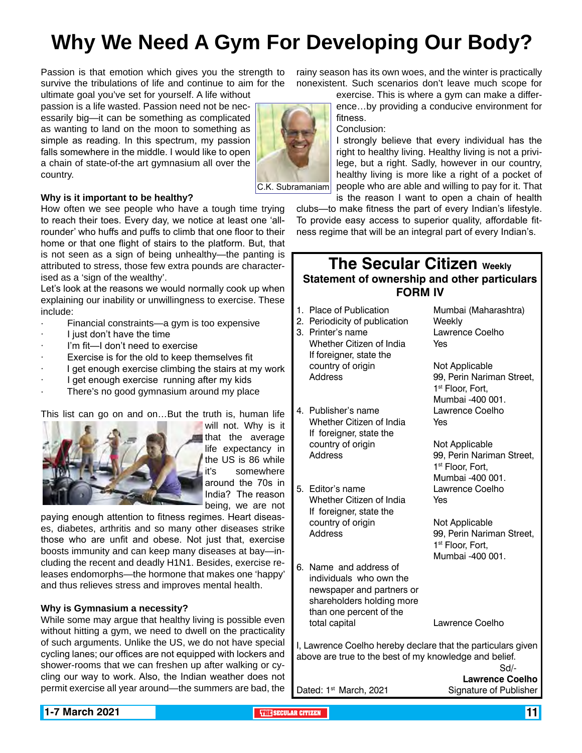# Why We Need A Gym For Developing Our Body?

Passion is that emotion which gives you the strength to survive the tribulations of life and continue to aim for the ultimate goal you've set for yourself. A life without passion is a life wasted. Passion need not be necessarily big—it can be something as complicated as wanting to land on the moon to something as simple as reading. In this spectrum, my passion falls somewhere in the middle. I would like to open a chain of state-of-the art gymnasium all over the country.

C.K. Subramaniam

### Why is it important to be healthy?

How often we see people who have a tough time trying to reach their toes. Every day, we notice at least one 'all-rounder' who huffs and puffs to climb that one floor to their home or that one flight of stairs to the platform. But, that is not seen as a sign of being unhealthy—the panting is attributed to stress, those few extra pounds are characterised as a 'sign of the wealthy'.

Let's look at the reasons we would normally cook up when explaining our inability or unwillingness to exercise. These include:

- Financial constraints—a gym is too expensive
- I just don't have the time
- I'm fit—I don't need to exercise
- Exercise is for the old to keep themselves fit
- I get enough exercise climbing the stairs at my work
- I get enough exercise running after my kids
- There's no good gymnasium around my place

This list can go on and on…But the truth is, human life will not. Why is it that the average life expectancy in the US is 86 while it's somewhere around the 70s in India? The reason being, we are not paying enough attention to fitness regimes. Heart diseases, diabetes, arthritis and so many other diseases strike those who are unfit and obese. Not just that, exercise boosts immunity and can keep many diseases at bay—including the recent and deadly H1N1. Besides, exercise releases endomorphs—the hormone that makes one 'happy' and thus relieves stress and improves mental health.

### Why is Gymnasium a necessity?

While some may argue that healthy living is possible even without hitting a gym, we need to dwell on the practicality of such arguments. Unlike the US, we do not have special cycling lanes; our offices are not equipped with lockers and shower-rooms that we can freshen up after walking or cycling our way to work. Also, the Indian weather does not permit exercise all year around—the summers are bad, the rainy season has its own woes, and the winter is practically nonexistent. Such scenarios don't leave much scope for exercise. This is where a gym can make a difference…by providing a conducive environment for fitness.

Conclusion:

I strongly believe that every individual has the right to healthy living. Healthy living is not a privilege, but a right. Sadly, however in our country, healthy living is more like a right of a pocket of people who are able and willing to pay for it. That is the reason I want to open a chain of health clubs—to make fitness the part of every Indian's lifestyle. To provide easy access to superior quality, affordable fitness regime that will be an integral part of every Indian's.

## The Secular Citizen Weekly

### Statement of ownership and other particulars

### FORM IV

| | |
|---|---|
| 1. Place of Publication | Mumbai (Maharashtra) |
| 2. Periodicity of publication | Weekly |
| 3. Printer's name | Lawrence Coelho |
| Whether Citizen of India | Yes |
| If foreigner, state the country of origin | Not Applicable |
| Address | 99, Perin Nariman Street, 1st Floor, Fort, Mumbai -400 001. |
| 4. Publisher's name | Lawrence Coelho |
| Whether Citizen of India | Yes |
| If foreigner, state the country of origin | Not Applicable |
| Address | 99, Perin Nariman Street, 1st Floor, Fort, Mumbai -400 001. |
| 5. Editor's name | Lawrence Coelho |
| Whether Citizen of India | Yes |
| If foreigner, state the country of origin | Not Applicable |
| Address | 99, Perin Nariman Street, 1st Floor, Fort, Mumbai -400 001. |
| 6. Name and address of individuals who own the newspaper and partners or shareholders holding more than one percent of the total capital | Lawrence Coelho |

I, Lawrence Coelho hereby declare that the particulars given above are true to the best of my knowledge and belief.

Sd/-

**Lawrence Coelho**

Dated: 1st March, 2021 Signature of Publisher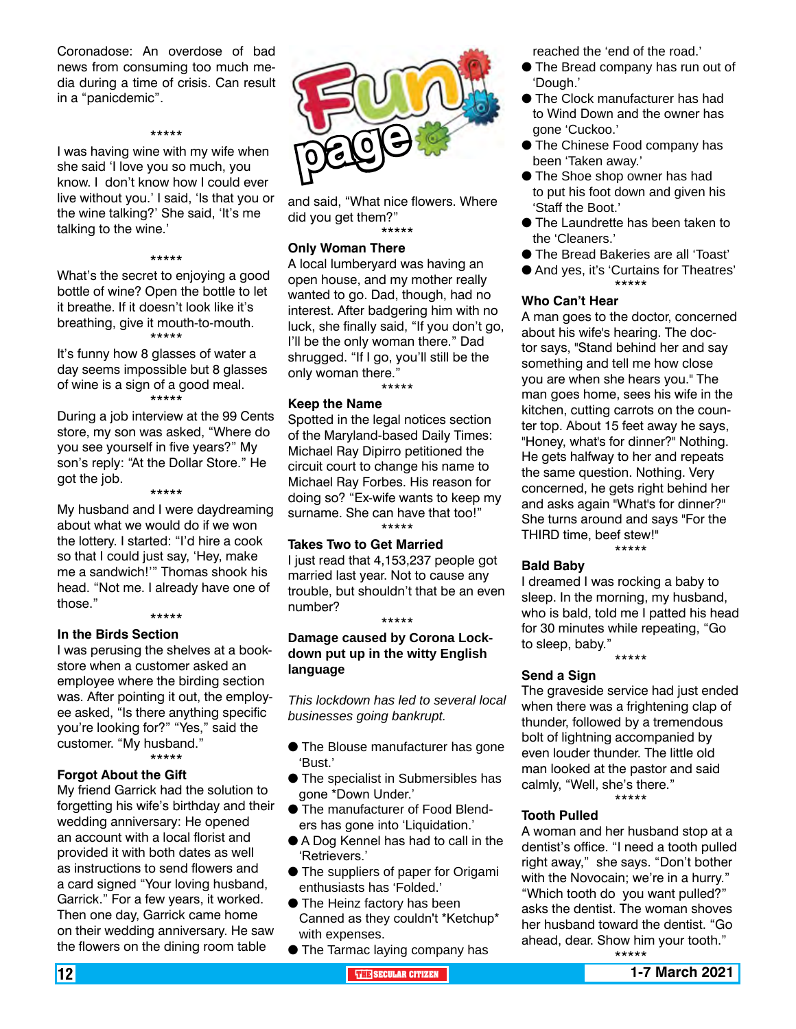Coronadose: An overdose of bad news from consuming too much media during a time of crisis. Can result in a "panicdemic".

*****

I was having wine with my wife when she said 'I love you so much, you know. I don't know how I could ever live without you.' I said, 'Is that you or the wine talking?' She said, 'It's me talking to the wine.'

*****

What's the secret to enjoying a good bottle of wine? Open the bottle to let it breathe. If it doesn't look like it's breathing, give it mouth-to-mouth.

*****

It's funny how 8 glasses of water a day seems impossible but 8 glasses of wine is a sign of a good meal.

*****

During a job interview at the 99 Cents store, my son was asked, "Where do you see yourself in five years?" My son's reply: "At the Dollar Store." He got the job.

*****

My husband and I were daydreaming about what we would do if we won the lottery. I started: "I'd hire a cook so that I could just say, 'Hey, make me a sandwich!'" Thomas shook his head. "Not me. I already have one of those."

*****

### In the Birds Section

I was perusing the shelves at a bookstore when a customer asked an employee where the birding section was. After pointing it out, the employee asked, "Is there anything specific you're looking for?" "Yes," said the customer. "My husband."

*****

### Forgot About the Gift

My friend Garrick had the solution to forgetting his wife's birthday and their wedding anniversary: He opened an account with a local florist and provided it with both dates as well as instructions to send flowers and a card signed "Your loving husband, Garrick." For a few years, it worked. Then one day, Garrick came home on their wedding anniversary. He saw the flowers on the dining room table and said, "What nice flowers. Where did you get them?"

*****

# Fun page

### Only Woman There

A local lumberyard was having an open house, and my mother really wanted to go. Dad, though, had no interest. After badgering him with no luck, she finally said, "If you don't go, I'll be the only woman there." Dad shrugged. "If I go, you'll still be the only woman there."

*****

### Keep the Name

Spotted in the legal notices section of the Maryland-based Daily Times: Michael Ray Dipirro petitioned the circuit court to change his name to Michael Ray Forbes. His reason for doing so? "Ex-wife wants to keep my surname. She can have that too!"

*****

### Takes Two to Get Married

I just read that 4,153,237 people got married last year. Not to cause any trouble, but shouldn't that be an even number?

*****

### Damage caused by Corona Lockdown put up in the witty English language

*This lockdown has led to several local businesses going bankrupt.*

- The Blouse manufacturer has gone 'Bust.'
- The specialist in Submersibles has gone *Down Under.'
- The manufacturer of Food Blenders has gone into 'Liquidation.'
- A Dog Kennel has had to call in the 'Retrievers.'
- The suppliers of paper for Origami enthusiasts has 'Folded.'
- The Heinz factory has been Canned as they couldn't *Ketchup* with expenses.
- The Tarmac laying company has reached the 'end of the road.'
- The Bread company has run out of 'Dough.'
- The Clock manufacturer has had to Wind Down and the owner has gone 'Cuckoo.'
- The Chinese Food company has been 'Taken away.'
- The Shoe shop owner has had to put his foot down and given his 'Staff the Boot.'
- The Laundrette has been taken to the 'Cleaners.'
- The Bread Bakeries are all 'Toast'
- And yes, it's 'Curtains for Theatres'

*****

### Who Can't Hear

A man goes to the doctor, concerned about his wife's hearing. The doctor says, "Stand behind her and say something and tell me how close you are when she hears you." The man goes home, sees his wife in the kitchen, cutting carrots on the counter top. About 15 feet away he says, "Honey, what's for dinner?" Nothing. He gets halfway to her and repeats the same question. Nothing. Very concerned, he gets right behind her and asks again "What's for dinner?" She turns around and says "For the THIRD time, beef stew!"

*****

### Bald Baby

I dreamed I was rocking a baby to sleep. In the morning, my husband, who is bald, told me I patted his head for 30 minutes while repeating, "Go to sleep, baby."

*****

### Send a Sign

The graveside service had just ended when there was a frightening clap of thunder, followed by a tremendous bolt of lightning accompanied by even louder thunder. The little old man looked at the pastor and said calmly, "Well, she's there."

*****

### Tooth Pulled

A woman and her husband stop at a dentist's office. "I need a tooth pulled right away," she says. "Don't bother with the Novocain; we're in a hurry." "Which tooth do you want pulled?" asks the dentist. The woman shoves her husband toward the dentist. "Go ahead, dear. Show him your tooth."

*****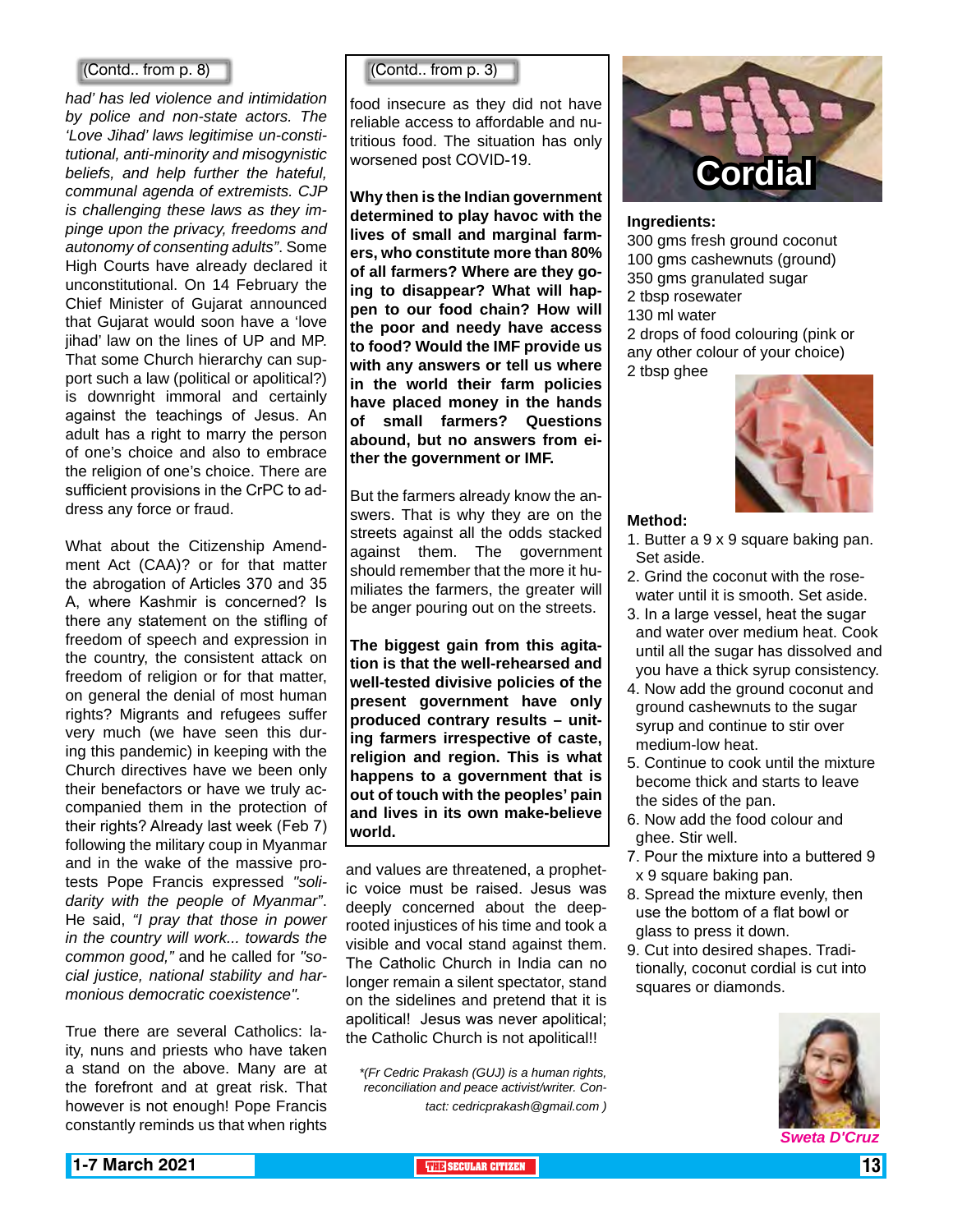(Contd.. from p. 8)

*had' has led violence and intimidation by police and non-state actors. The 'Love Jihad' laws legitimise un-constitutional, anti-minority and misogynistic beliefs, and help further the hateful, communal agenda of extremists. CJP is challenging these laws as they impinge upon the privacy, freedoms and autonomy of consenting adults"*. Some High Courts have already declared it unconstitutional. On 14 February the Chief Minister of Gujarat announced that Gujarat would soon have a 'love jihad' law on the lines of UP and MP. That some Church hierarchy can support such a law (political or apolitical?) is downright immoral and certainly against the teachings of Jesus. An adult has a right to marry the person of one's choice and also to embrace the religion of one's choice. There are sufficient provisions in the CrPC to address any force or fraud.

What about the Citizenship Amendment Act (CAA)? or for that matter the abrogation of Articles 370 and 35 A, where Kashmir is concerned? Is there any statement on the stifling of freedom of speech and expression in the country, the consistent attack on freedom of religion or for that matter, on general the denial of most human rights? Migrants and refugees suffer very much (we have seen this during this pandemic) in keeping with the Church directives have we been only their benefactors or have we truly accompanied them in the protection of their rights? Already last week (Feb 7) following the military coup in Myanmar and in the wake of the massive protests Pope Francis expressed *"solidarity with the people of Myanmar"*. He said, *"I pray that those in power in the country will work... towards the common good,"* and he called for *"social justice, national stability and harmonious democratic coexistence"*.

True there are several Catholics: laity, nuns and priests who have taken a stand on the above. Many are at the forefront and at great risk. That however is not enough! Pope Francis constantly reminds us that when rights and values are threatened, a prophetic voice must be raised. Jesus was deeply concerned about the deep-rooted injustices of his time and took a visible and vocal stand against them. The Catholic Church in India can no longer remain a silent spectator, stand on the sidelines and pretend that it is apolitical! Jesus was never apolitical; the Catholic Church is not apolitical!!

*\*(Fr Cedric Prakash (GUJ) is a human rights, reconciliation and peace activist/writer. Contact: cedricprakash@gmail.com )*

(Contd.. from p. 3)

food insecure as they did not have reliable access to affordable and nutritious food. The situation has only worsened post COVID-19.

**Why then is the Indian government determined to play havoc with the lives of small and marginal farmers, who constitute more than 80% of all farmers? Where are they going to disappear? What will happen to our food chain? How will the poor and needy have access to food? Would the IMF provide us with any answers or tell us where in the world their farm policies have placed money in the hands of small farmers? Questions abound, but no answers from either the government or IMF.**

But the farmers already know the answers. That is why they are on the streets against all the odds stacked against them. The government should remember that the more it humiliates the farmers, the greater will be anger pouring out on the streets.

**The biggest gain from this agitation is that the well-rehearsed and well-tested divisive policies of the present government have only produced contrary results – uniting farmers irrespective of caste, religion and region. This is what happens to a government that is out of touch with the peoples' pain and lives in its own make-believe world.**

# Cordial

**Ingredients:**

300 gms fresh ground coconut
100 gms cashewnuts (ground)
350 gms granulated sugar
2 tbsp rosewater
130 ml water
2 drops of food colouring (pink or any other colour of your choice)
2 tbsp ghee

**Method:**

1. Butter a 9 x 9 square baking pan. Set aside.
2. Grind the coconut with the rosewater until it is smooth. Set aside.
3. In a large vessel, heat the sugar and water over medium heat. Cook until all the sugar has dissolved and you have a thick syrup consistency.
4. Now add the ground coconut and ground cashewnuts to the sugar syrup and continue to stir over medium-low heat.
5. Continue to cook until the mixture become thick and starts to leave the sides of the pan.
6. Now add the food colour and ghee. Stir well.
7. Pour the mixture into a buttered 9 x 9 square baking pan.
8. Spread the mixture evenly, then use the bottom of a flat bowl or glass to press it down.
9. Cut into desired shapes. Traditionally, coconut cordial is cut into squares or diamonds.

*Sweta D'Cruz*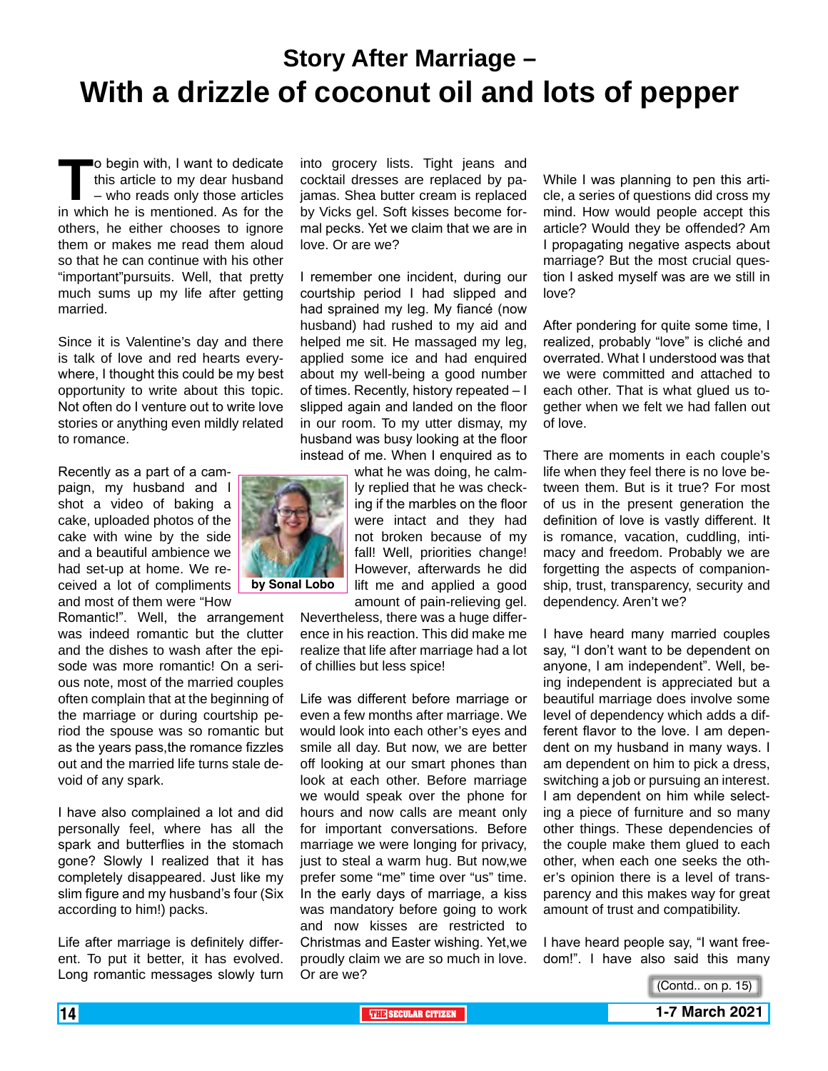# Story After Marriage –
# With a drizzle of coconut oil and lots of pepper

To begin with, I want to dedicate this article to my dear husband – who reads only those articles in which he is mentioned. As for the others, he either chooses to ignore them or makes me read them aloud so that he can continue with his other "important"pursuits. Well, that pretty much sums up my life after getting married.

Since it is Valentine's day and there is talk of love and red hearts everywhere, I thought this could be my best opportunity to write about this topic. Not often do I venture out to write love stories or anything even mildly related to romance.

Recently as a part of a campaign, my husband and I shot a video of baking a cake, uploaded photos of the cake with wine by the side and a beautiful ambience we had set-up at home. We received a lot of compliments and most of them were "How Romantic!". Well, the arrangement was indeed romantic but the clutter and the dishes to wash after the episode was more romantic! On a serious note, most of the married couples often complain that at the beginning of the marriage or during courtship period the spouse was so romantic but as the years pass,the romance fizzles out and the married life turns stale devoid of any spark.

I have also complained a lot and did personally feel, where has all the spark and butterflies in the stomach gone? Slowly I realized that it has completely disappeared. Just like my slim figure and my husband's four (Six according to him!) packs.

Life after marriage is definitely different. To put it better, it has evolved. Long romantic messages slowly turn into grocery lists. Tight jeans and cocktail dresses are replaced by pajamas. Shea butter cream is replaced by Vicks gel. Soft kisses become formal pecks. Yet we claim that we are in love. Or are we?

I remember one incident, during our courtship period I had slipped and had sprained my leg. My fiancé (now husband) had rushed to my aid and helped me sit. He massaged my leg, applied some ice and had enquired about my well-being a good number of times. Recently, history repeated – I slipped again and landed on the floor in our room. To my utter dismay, my husband was busy looking at the floor instead of me. When I enquired as to what he was doing, he calmly replied that he was checking if the marbles on the floor were intact and they had not broken because of my fall! Well, priorities change! However, afterwards he did lift me and applied a good amount of pain-relieving gel. Nevertheless, there was a huge difference in his reaction. This did make me realize that life after marriage had a lot of chillies but less spice!

**by Sonal Lobo**

Life was different before marriage or even a few months after marriage. We would look into each other's eyes and smile all day. But now, we are better off looking at our smart phones than look at each other. Before marriage we would speak over the phone for hours and now calls are meant only for important conversations. Before marriage we were longing for privacy, just to steal a warm hug. But now,we prefer some "me" time over "us" time. In the early days of marriage, a kiss was mandatory before going to work and now kisses are restricted to Christmas and Easter wishing. Yet,we proudly claim we are so much in love. Or are we?

While I was planning to pen this article, a series of questions did cross my mind. How would people accept this article? Would they be offended? Am I propagating negative aspects about marriage? But the most crucial question I asked myself was are we still in love?

After pondering for quite some time, I realized, probably "love" is cliché and overrated. What I understood was that we were committed and attached to each other. That is what glued us together when we felt we had fallen out of love.

There are moments in each couple's life when they feel there is no love between them. But is it true? For most of us in the present generation the definition of love is vastly different. It is romance, vacation, cuddling, intimacy and freedom. Probably we are forgetting the aspects of companionship, trust, transparency, security and dependency. Aren't we?

I have heard many married couples say, "I don't want to be dependent on anyone, I am independent". Well, being independent is appreciated but a beautiful marriage does involve some level of dependency which adds a different flavor to the love. I am dependent on my husband in many ways. I am dependent on him to pick a dress, switching a job or pursuing an interest. I am dependent on him while selecting a piece of furniture and so many other things. These dependencies of the couple make them glued to each other, when each one seeks the other's opinion there is a level of transparency and this makes way for great amount of trust and compatibility.

I have heard people say, "I want freedom!". I have also said this many

(Contd.. on p. 15)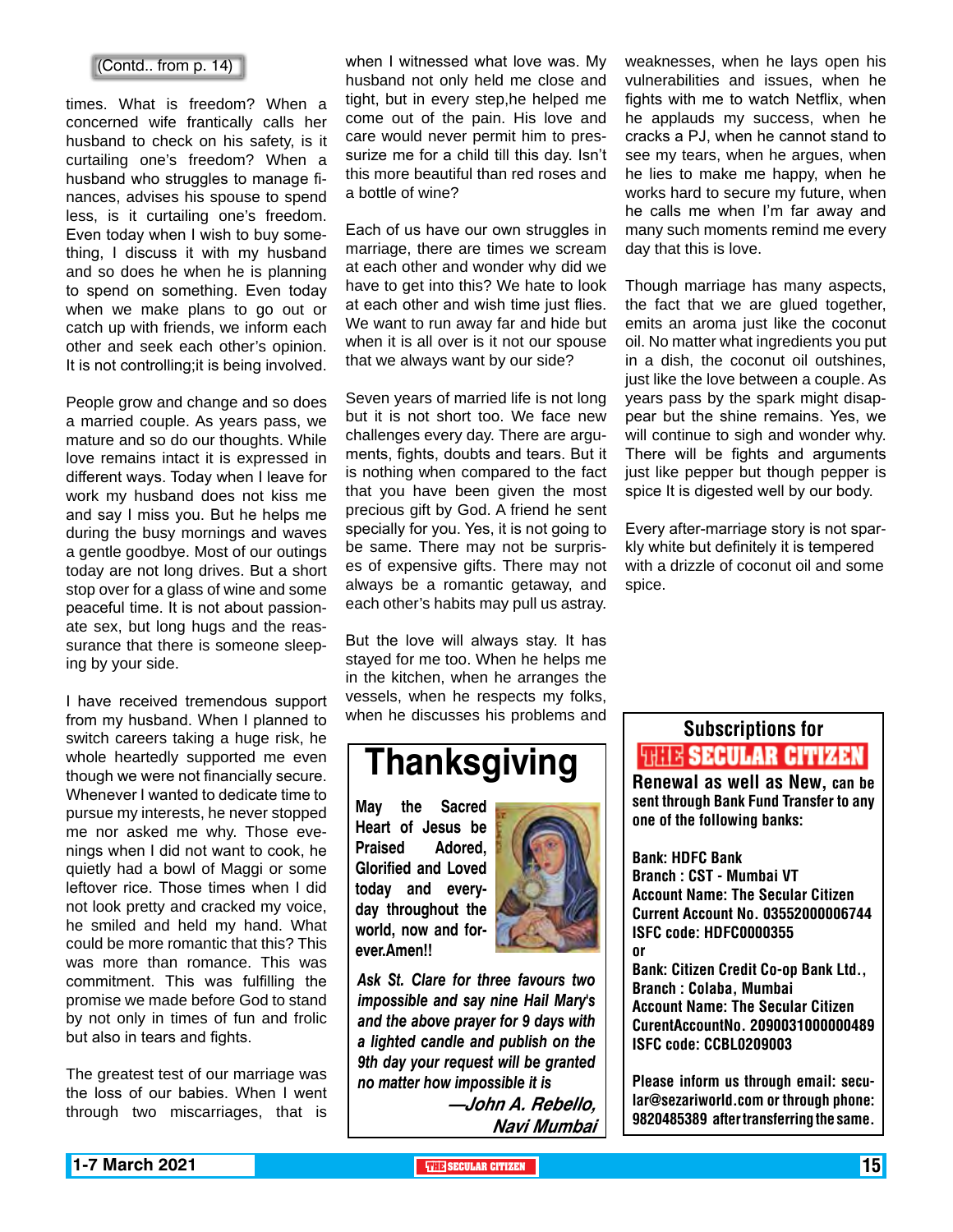(Contd.. from p. 14)

times. What is freedom? When a concerned wife frantically calls her husband to check on his safety, is it curtailing one's freedom? When a husband who struggles to manage finances, advises his spouse to spend less, is it curtailing one's freedom. Even today when I wish to buy something, I discuss it with my husband and so does he when he is planning to spend on something. Even today when we make plans to go out or catch up with friends, we inform each other and seek each other's opinion. It is not controlling;it is being involved.

People grow and change and so does a married couple. As years pass, we mature and so do our thoughts. While love remains intact it is expressed in different ways. Today when I leave for work my husband does not kiss me and say I miss you. But he helps me during the busy mornings and waves a gentle goodbye. Most of our outings today are not long drives. But a short stop over for a glass of wine and some peaceful time. It is not about passionate sex, but long hugs and the reassurance that there is someone sleeping by your side.

I have received tremendous support from my husband. When I planned to switch careers taking a huge risk, he whole heartedly supported me even though we were not financially secure. Whenever I wanted to dedicate time to pursue my interests, he never stopped me nor asked me why. Those evenings when I did not want to cook, he quietly had a bowl of Maggi or some leftover rice. Those times when I did not look pretty and cracked my voice, he smiled and held my hand. What could be more romantic that this? This was more than romance. This was commitment. This was fulfilling the promise we made before God to stand by not only in times of fun and frolic but also in tears and fights.

The greatest test of our marriage was the loss of our babies. When I went through two miscarriages, that is when I witnessed what love was. My husband not only held me close and tight, but in every step,he helped me come out of the pain. His love and care would never permit him to pressurize me for a child till this day. Isn't this more beautiful than red roses and a bottle of wine?

Each of us have our own struggles in marriage, there are times we scream at each other and wonder why did we have to get into this? We hate to look at each other and wish time just flies. We want to run away far and hide but when it is all over is it not our spouse that we always want by our side?

Seven years of married life is not long but it is not short too. We face new challenges every day. There are arguments, fights, doubts and tears. But it is nothing when compared to the fact that you have been given the most precious gift by God. A friend he sent specially for you. Yes, it is not going to be same. There may not be surprises of expensive gifts. There may not always be a romantic getaway, and each other's habits may pull us astray.

But the love will always stay. It has stayed for me too. When he helps me in the kitchen, when he arranges the vessels, when he respects my folks, when he discusses his problems and weaknesses, when he lays open his vulnerabilities and issues, when he fights with me to watch Netflix, when he applauds my success, when he cracks a PJ, when he cannot stand to see my tears, when he argues, when he lies to make me happy, when he works hard to secure my future, when he calls me when I'm far away and many such moments remind me every day that this is love.

Though marriage has many aspects, the fact that we are glued together, emits an aroma just like the coconut oil. No matter what ingredients you put in a dish, the coconut oil outshines, just like the love between a couple. As years pass by the spark might disappear but the shine remains. Yes, we will continue to sigh and wonder why. There will be fights and arguments just like pepper but though pepper is spice It is digested well by our body.

Every after-marriage story is not sparkly white but definitely it is tempered with a drizzle of coconut oil and some spice.

---

# Thanksgiving

**May the Sacred Heart of Jesus be Praised Adored, Glorified and Loved today and everyday throughout the world, now and forever.Amen!!**

***Ask St. Clare for three favours two impossible and say nine Hail Mary's and the above prayer for 9 days with a lighted candle and publish on the 9th day your request will be granted no matter how impossible it is***

***—John A. Rebello, Navi Mumbai***

---

## Subscriptions for THE SECULAR CITIZEN

**Renewal as well as New, can be sent through Bank Fund Transfer to any one of the following banks:**

**Bank: HDFC Bank**
**Branch : CST - Mumbai VT**
**Account Name: The Secular Citizen**
**Current Account No. 03552000006744**
**ISFC code: HDFC0000355**
**or**
**Bank: Citizen Credit Co-op Bank Ltd., Branch : Colaba, Mumbai**
**Account Name: The Secular Citizen**
**CurentAccountNo. 2090031000000489**
**ISFC code: CCBL0209003**

**Please inform us through email: secular@sezariworld.com or through phone: 9820485389 after transferring the same.**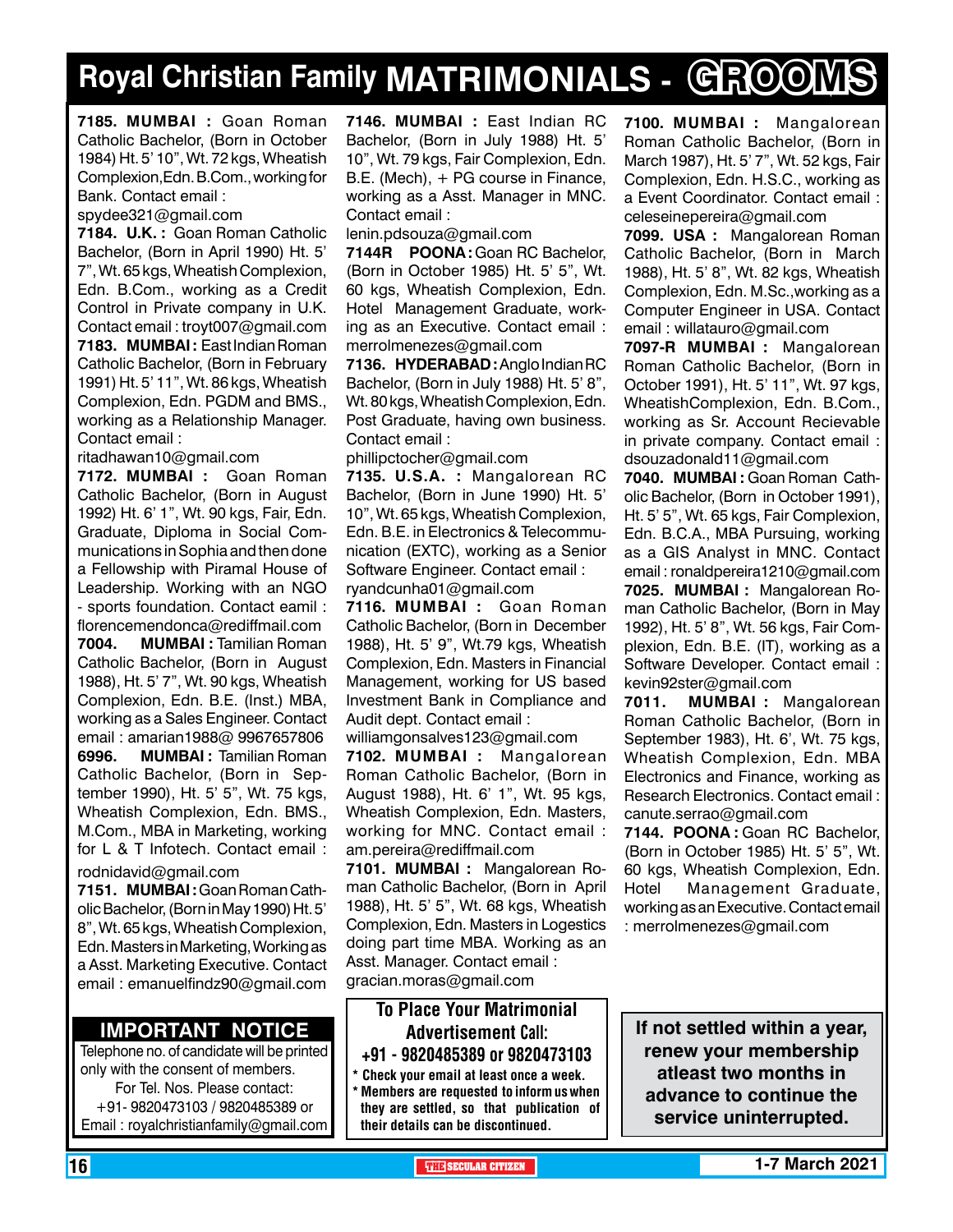# Royal Christian Family MATRIMONIALS - GROOMS

**7185. MUMBAI :** Goan Roman Catholic Bachelor, (Born in October 1984) Ht. 5' 10", Wt. 72 kgs, Wheatish Complexion, Edn. B.Com., working for Bank. Contact email : spydee321@gmail.com

**7184. U.K. :** Goan Roman Catholic Bachelor, (Born in April 1990) Ht. 5' 7", Wt. 65 kgs, Wheatish Complexion, Edn. B.Com., working as a Credit Control in Private company in U.K. Contact email : troyt007@gmail.com

**7183. MUMBAI :** East Indian Roman Catholic Bachelor, (Born in February 1991) Ht. 5' 11", Wt. 86 kgs, Wheatish Complexion, Edn. PGDM and BMS., working as a Relationship Manager. Contact email : ritadhawan10@gmail.com

**7172. MUMBAI :** Goan Roman Catholic Bachelor, (Born in August 1992) Ht. 6' 1", Wt. 90 kgs, Fair, Edn. Graduate, Diploma in Social Communications in Sophia and then done a Fellowship with Piramal House of Leadership. Working with an NGO - sports foundation. Contact eamil : florencemendonca@rediffmail.com

**7004. MUMBAI :** Tamilian Roman Catholic Bachelor, (Born in August 1988), Ht. 5' 7", Wt. 90 kgs, Wheatish Complexion, Edn. B.E. (Inst.) MBA, working as a Sales Engineer. Contact email : amarian1988@ 9967657806

**6996. MUMBAI :** Tamilian Roman Catholic Bachelor, (Born in September 1990), Ht. 5' 5", Wt. 75 kgs, Wheatish Complexion, Edn. BMS., M.Com., MBA in Marketing, working for L & T Infotech. Contact email : rodnidavid@gmail.com

**7151. MUMBAI :** Goan Roman Catholic Bachelor, (Born in May 1990) Ht. 5' 8", Wt. 65 kgs, Wheatish Complexion, Edn. Masters in Marketing, Working as a Asst. Marketing Executive. Contact email : emanuelfindz90@gmail.com

**7146. MUMBAI :** East Indian RC Bachelor, (Born in July 1988) Ht. 5' 10", Wt. 79 kgs, Fair Complexion, Edn. B.E. (Mech), + PG course in Finance, working as a Asst. Manager in MNC. Contact email : lenin.pdsouza@gmail.com

**7144R POONA :** Goan RC Bachelor, (Born in October 1985) Ht. 5' 5", Wt. 60 kgs, Wheatish Complexion, Edn. Hotel Management Graduate, working as an Executive. Contact email : merrolmenezes@gmail.com

**7136. HYDERABAD :** Anglo Indian RC Bachelor, (Born in July 1988) Ht. 5' 8", Wt. 80 kgs, Wheatish Complexion, Edn. Post Graduate, having own business. Contact email : phillipctocher@gmail.com

**7135. U.S.A. :** Mangalorean RC Bachelor, (Born in June 1990) Ht. 5' 10", Wt. 65 kgs, Wheatish Complexion, Edn. B.E. in Electronics & Telecommunication (EXTC), working as a Senior Software Engineer. Contact email : ryandcunha01@gmail.com

**7116. MUMBAI :** Goan Roman Catholic Bachelor, (Born in December 1988), Ht. 5' 9", Wt.79 kgs, Wheatish Complexion, Edn. Masters in Financial Management, working for US based Investment Bank in Compliance and Audit dept. Contact email : williamgonsalves123@gmail.com

**7102. MUMBAI :** Mangalorean Roman Catholic Bachelor, (Born in August 1988), Ht. 6' 1", Wt. 95 kgs, Wheatish Complexion, Edn. Masters, working for MNC. Contact email : am.pereira@rediffmail.com

**7101. MUMBAI :** Mangalorean Roman Catholic Bachelor, (Born in April 1988), Ht. 5' 5", Wt. 68 kgs, Wheatish Complexion, Edn. Masters in Logestics doing part time MBA. Working as an Asst. Manager. Contact email : gracian.moras@gmail.com

**7100. MUMBAI :** Mangalorean Roman Catholic Bachelor, (Born in March 1987), Ht. 5' 7", Wt. 52 kgs, Fair Complexion, Edn. H.S.C., working as a Event Coordinator. Contact email : celeseinepereira@gmail.com

**7099. USA :** Mangalorean Roman Catholic Bachelor, (Born in March 1988), Ht. 5' 8", Wt. 82 kgs, Wheatish Complexion, Edn. M.Sc.,working as a Computer Engineer in USA. Contact email : willatauro@gmail.com

**7097-R MUMBAI :** Mangalorean Roman Catholic Bachelor, (Born in October 1991), Ht. 5' 11", Wt. 97 kgs, WheatishComplexion, Edn. B.Com., working as Sr. Account Recievable in private company. Contact email : dsouzadonald11@gmail.com

**7040. MUMBAI :** Goan Roman Catholic Bachelor, (Born in October 1991), Ht. 5' 5", Wt. 65 kgs, Fair Complexion, Edn. B.C.A., MBA Pursuing, working as a GIS Analyst in MNC. Contact email : ronaldpereira1210@gmail.com

**7025. MUMBAI :** Mangalorean Roman Catholic Bachelor, (Born in May 1992), Ht. 5' 8", Wt. 56 kgs, Fair Complexion, Edn. B.E. (IT), working as a Software Developer. Contact email : kevin92ster@gmail.com

**7011. MUMBAI :** Mangalorean Roman Catholic Bachelor, (Born in September 1983), Ht. 6', Wt. 75 kgs, Wheatish Complexion, Edn. MBA Electronics and Finance, working as Research Electronics. Contact email : canute.serrao@gmail.com

**7144. POONA :** Goan RC Bachelor, (Born in October 1985) Ht. 5' 5", Wt. 60 kgs, Wheatish Complexion, Edn. Hotel Management Graduate, working as an Executive. Contact email : merrolmenezes@gmail.com

## IMPORTANT NOTICE

Telephone no. of candidate will be printed only with the consent of members. For Tel. Nos. Please contact: +91- 9820473103 / 9820485389 or Email : royalchristianfamily@gmail.com

**To Place Your Matrimonial Advertisement Call: +91 - 9820485389 or 9820473103**

- Check your email at least once a week.
- Members are requested to inform us when they are settled, so that publication of their details can be discontinued.

**If not settled within a year, renew your membership atleast two months in advance to continue the service uninterrupted.**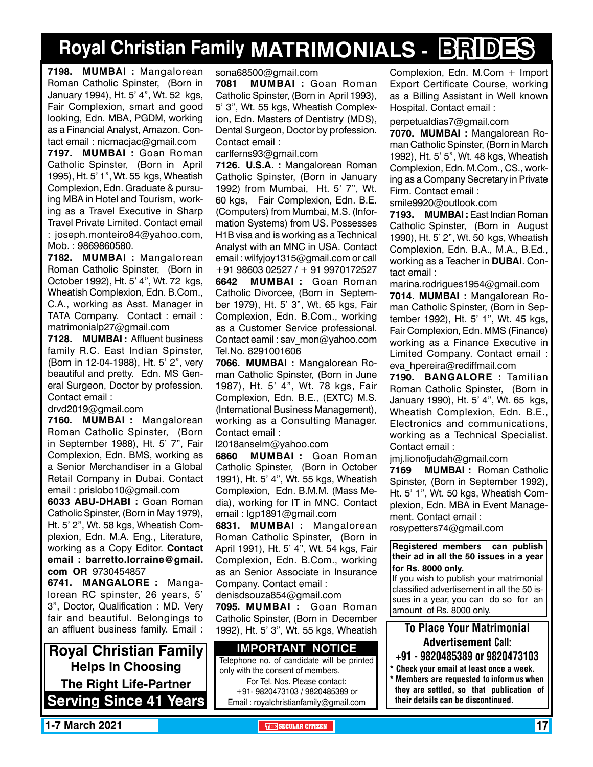# Royal Christian Family MATRIMONIALS - BRIDES

**7198. MUMBAI :** Mangalorean Roman Catholic Spinster, (Born in January 1994), Ht. 5' 4", Wt. 52 kgs, Fair Complexion, smart and good looking, Edn. MBA, PGDM, working as a Financial Analyst, Amazon. Contact email : nicmacjac@gmail.com

**7197. MUMBAI :** Goan Roman Catholic Spinster, (Born in April 1995), Ht. 5' 1", Wt. 55 kgs, Wheatish Complexion, Edn. Graduate & pursuing MBA in Hotel and Tourism, working as a Travel Executive in Sharp Travel Private Limited. Contact email : joseph.monteiro84@yahoo.com, Mob. : 9869860580.

**7182. MUMBAI :** Mangalorean Roman Catholic Spinster, (Born in October 1992), Ht. 5' 4", Wt. 72 kgs, Wheatish Complexion, Edn. B.Com., C.A., working as Asst. Manager in TATA Company. Contact : email : matrimonialp27@gmail.com

**7128. MUMBAI :** Affluent business family R.C. East Indian Spinster, (Born in 12-04-1988), Ht. 5' 2", very beautiful and pretty. Edn. MS General Surgeon, Doctor by profession. Contact email : drvd2019@gmail.com

**7160. MUMBAI :** Mangalorean Roman Catholic Spinster, (Born in September 1988), Ht. 5' 7", Fair Complexion, Edn. BMS, working as a Senior Merchandiser in a Global Retail Company in Dubai. Contact email : prislobo10@gmail.com

**6033 ABU-DHABI :** Goan Roman Catholic Spinster, (Born in May 1979), Ht. 5' 2", Wt. 58 kgs, Wheatish Complexion, Edn. M.A. Eng., Literature, working as a Copy Editor. **Contact email : barretto.lorraine@gmail.com OR** 9730454857

**6741. MANGALORE :** Mangalorean RC spinster, 26 years, 5' 3", Doctor, Qualification : MD. Very fair and beautiful. Belongings to an affluent business family. Email : sona68500@gmail.com

**7081 MUMBAI :** Goan Roman Catholic Spinster, (Born in April 1993), 5' 3", Wt. 55 kgs, Wheatish Complexion, Edn. Masters of Dentistry (MDS), Dental Surgeon, Doctor by profession. Contact email : carlferns93@gmail.com

**7126. U.S.A. :** Mangalorean Roman Catholic Spinster, (Born in January 1992) from Mumbai, Ht. 5' 7", Wt. 60 kgs, Fair Complexion, Edn. B.E. (Computers) from Mumbai, M.S. (Information Systems) from US. Possesses H1B visa and is working as a Technical Analyst with an MNC in USA. Contact email : wilfyjoy1315@gmail.com or call +91 98603 02527 / + 91 9970172527

**6642 MUMBAI :** Goan Roman Catholic Divorcee, (Born in September 1979), Ht. 5' 3", Wt. 65 kgs, Fair Complexion, Edn. B.Com., working as a Customer Service professional. Contact eamil : sav_mon@yahoo.com Tel.No. 8291001606

**7066. MUMBAI :** Mangalorean Roman Catholic Spinster, (Born in June 1987), Ht. 5' 4", Wt. 78 kgs, Fair Complexion, Edn. B.E., (EXTC) M.S. (International Business Management), working as a Consulting Manager. Contact email : l2018anselm@yahoo.com

**6860 MUMBAI :** Goan Roman Catholic Spinster, (Born in October 1991), Ht. 5' 4", Wt. 55 kgs, Wheatish Complexion, Edn. B.M.M. (Mass Media), working for IT in MNC. Contact email : lgp1891@gmail.com

**6831. MUMBAI :** Mangalorean Roman Catholic Spinster, (Born in April 1991), Ht. 5' 4", Wt. 54 kgs, Fair Complexion, Edn. B.Com., working as an Senior Associate in Insurance Company. Contact email : denisdsouza854@gmail.com

**7095. MUMBAI :** Goan Roman Catholic Spinster, (Born in December 1992), Ht. 5' 3", Wt. 55 kgs, Wheatish Complexion, Edn. M.Com + Import Export Certificate Course, working as a Billing Assistant in Well known Hospital. Contact email : perpetualdias7@gmail.com

**7070. MUMBAI :** Mangalorean Roman Catholic Spinster, (Born in March 1992), Ht. 5' 5", Wt. 48 kgs, Wheatish Complexion, Edn. M.Com., CS., working as a Company Secretary in Private Firm. Contact email : smile9920@outlook.com

**7193. MUMBAI :** East Indian Roman Catholic Spinster, (Born in August 1990), Ht. 5' 2", Wt. 50 kgs, Wheatish Complexion, Edn. B.A., M.A., B.Ed., working as a Teacher in **DUBAI**. Contact email : marina.rodrigues1954@gmail.com

**7014. MUMBAI :** Mangalorean Roman Catholic Spinster, (Born in September 1992), Ht. 5' 1", Wt. 45 kgs, Fair Complexion, Edn. MMS (Finance) working as a Finance Executive in Limited Company. Contact email : eva_hpereira@rediffmail.com

**7190. BANGALORE :** Tamilian Roman Catholic Spinster, (Born in January 1990), Ht. 5' 4", Wt. 65 kgs, Wheatish Complexion, Edn. B.E., Electronics and communications, working as a Technical Specialist. Contact email : jmj.lionofjudah@gmail.com

**7169 MUMBAI :** Roman Catholic Spinster, (Born in September 1992), Ht. 5' 1", Wt. 50 kgs, Wheatish Complexion, Edn. MBA in Event Management. Contact email : rosypetters74@gmail.com

**Royal Christian Family**
**Helps In Choosing**
**The Right Life-Partner**
**Serving Since 41 Years**

**IMPORTANT NOTICE**

Telephone no. of candidate will be printed only with the consent of members.
For Tel. Nos. Please contact:
+91- 9820473103 / 9820485389 or
Email : royalchristianfamily@gmail.com

**Registered members can publish their ad in all the 50 issues in a year for Rs. 8000 only.**
If you wish to publish your matrimonial classified advertisement in all the 50 issues in a year, you can do so for an amount of Rs. 8000 only.

**To Place Your Matrimonial Advertisement Call:**
**+91 - 9820485389 or 9820473103**

- **Check your email at least once a week.**
- **Members are requested to inform us when they are settled, so that publication of their details can be discontinued.**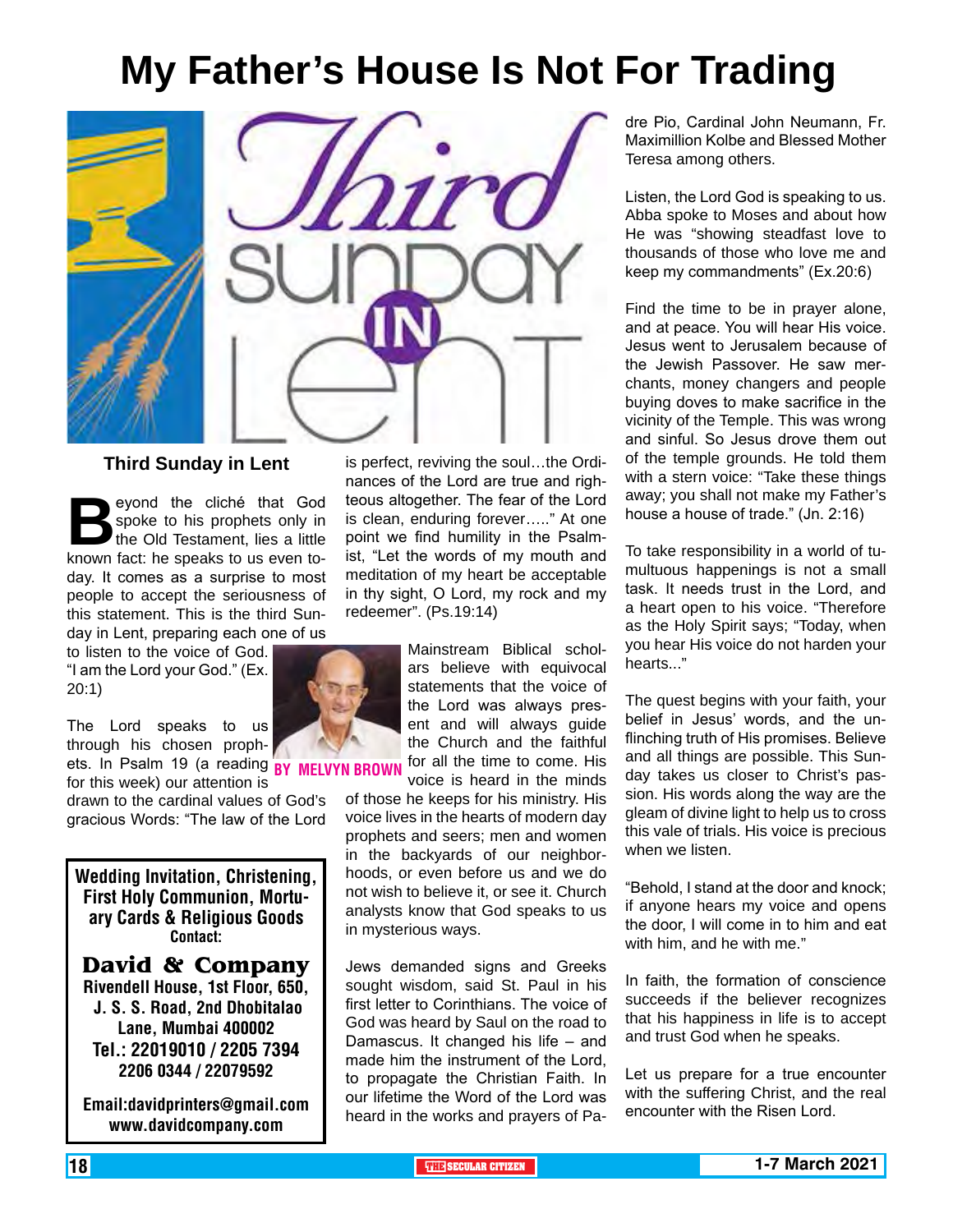# My Father's House Is Not For Trading

### Third Sunday in Lent

**BY MELVYN BROWN**

Beyond the cliché that God spoke to his prophets only in the Old Testament, lies a little known fact: he speaks to us even today. It comes as a surprise to most people to accept the seriousness of this statement. This is the third Sunday in Lent, preparing each one of us to listen to the voice of God. "I am the Lord your God." (Ex. 20:1)

The Lord speaks to us through his chosen prophets. In Psalm 19 (a reading for this week) our attention is drawn to the cardinal values of God's gracious Words: "The law of the Lord is perfect, reviving the soul…the Ordinances of the Lord are true and righteous altogether. The fear of the Lord is clean, enduring forever….." At one point we find humility in the Psalmist, "Let the words of my mouth and meditation of my heart be acceptable in thy sight, O Lord, my rock and my redeemer". (Ps.19:14)

Mainstream Biblical scholars believe with equivocal statements that the voice of the Lord was always present and will always guide the Church and the faithful for all the time to come. His voice is heard in the minds of those he keeps for his ministry. His voice lives in the hearts of modern day prophets and seers; men and women in the backyards of our neighborhoods, or even before us and we do not wish to believe it, or see it. Church analysts know that God speaks to us in mysterious ways.

Jews demanded signs and Greeks sought wisdom, said St. Paul in his first letter to Corinthians. The voice of God was heard by Saul on the road to Damascus. It changed his life – and made him the instrument of the Lord, to propagate the Christian Faith. In our lifetime the Word of the Lord was heard in the works and prayers of Padre Pio, Cardinal John Neumann, Fr. Maximillion Kolbe and Blessed Mother Teresa among others.

Listen, the Lord God is speaking to us. Abba spoke to Moses and about how He was "showing steadfast love to thousands of those who love me and keep my commandments" (Ex.20:6)

Find the time to be in prayer alone, and at peace. You will hear His voice. Jesus went to Jerusalem because of the Jewish Passover. He saw merchants, money changers and people buying doves to make sacrifice in the vicinity of the Temple. This was wrong and sinful. So Jesus drove them out of the temple grounds. He told them with a stern voice: "Take these things away; you shall not make my Father's house a house of trade." (Jn. 2:16)

To take responsibility in a world of tumultuous happenings is not a small task. It needs trust in the Lord, and a heart open to his voice. "Therefore as the Holy Spirit says; "Today, when you hear His voice do not harden your hearts..."

The quest begins with your faith, your belief in Jesus' words, and the unflinching truth of His promises. Believe and all things are possible. This Sunday takes us closer to Christ's passion. His words along the way are the gleam of divine light to help us to cross this vale of trials. His voice is precious when we listen.

"Behold, I stand at the door and knock; if anyone hears my voice and opens the door, I will come in to him and eat with him, and he with me."

In faith, the formation of conscience succeeds if the believer recognizes that his happiness in life is to accept and trust God when he speaks.

Let us prepare for a true encounter with the suffering Christ, and the real encounter with the Risen Lord.

---

**Wedding Invitation, Christening, First Holy Communion, Mortuary Cards & Religious Goods**
**Contact:**

**David & Company**
**Rivendell House, 1st Floor, 650, J. S. S. Road, 2nd Dhobitalao Lane, Mumbai 400002**
**Tel.: 22019010 / 2205 7394 2206 0344 / 22079592**

**Email:davidprinters@gmail.com**
**www.davidcompany.com**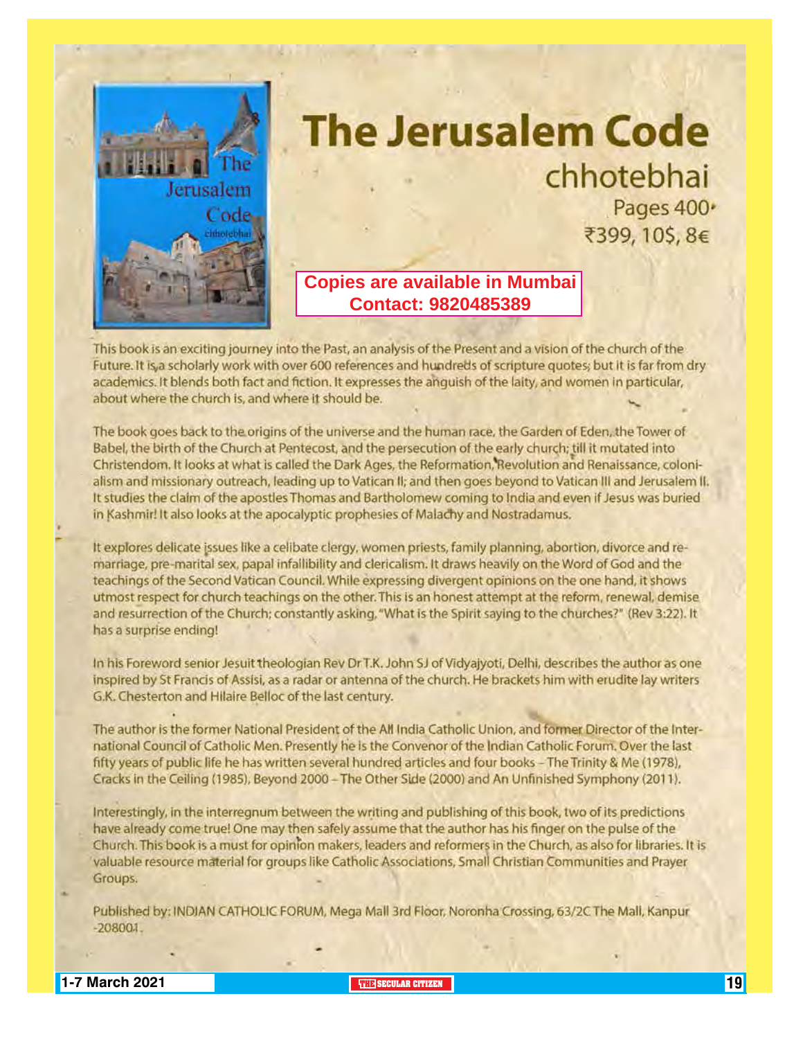# The Jerusalem Code

## chhotebhai

Pages 400

₹399, 10$, 8€

**Copies are available in Mumbai**
**Contact: 9820485389**

This book is an exciting journey into the Past, an analysis of the Present and a vision of the church of the Future. It is a scholarly work with over 600 references and hundreds of scripture quotes; but it is far from dry academics. It blends both fact and fiction. It expresses the anguish of the laity, and women in particular, about where the church is, and where it should be.

The book goes back to the origins of the universe and the human race, the Garden of Eden, the Tower of Babel, the birth of the Church at Pentecost, and the persecution of the early church; till it mutated into Christendom. It looks at what is called the Dark Ages, the Reformation, Revolution and Renaissance, colonialism and missionary outreach, leading up to Vatican II; and then goes beyond to Vatican III and Jerusalem II. It studies the claim of the apostles Thomas and Bartholomew coming to India and even if Jesus was buried in Kashmir! It also looks at the apocalyptic prophesies of Malachy and Nostradamus.

It explores delicate issues like a celibate clergy, women priests, family planning, abortion, divorce and remarriage, pre-marital sex, papal infallibility and clericalism. It draws heavily on the Word of God and the teachings of the Second Vatican Council. While expressing divergent opinions on the one hand, it shows utmost respect for church teachings on the other. This is an honest attempt at the reform, renewal, demise and resurrection of the Church; constantly asking, "What is the Spirit saying to the churches?" (Rev 3:22). It has a surprise ending!

In his Foreword senior Jesuit theologian Rev Dr T.K. John SJ of Vidyajyoti, Delhi, describes the author as one inspired by St Francis of Assisi, as a radar or antenna of the church. He brackets him with erudite lay writers G.K. Chesterton and Hilaire Belloc of the last century.

The author is the former National President of the All India Catholic Union, and former Director of the International Council of Catholic Men. Presently he is the Convenor of the Indian Catholic Forum. Over the last fifty years of public life he has written several hundred articles and four books – The Trinity & Me (1978), Cracks in the Ceiling (1985), Beyond 2000 – The Other Side (2000) and An Unfinished Symphony (2011).

Interestingly, in the interregnum between the writing and publishing of this book, two of its predictions have already come true! One may then safely assume that the author has his finger on the pulse of the Church. This book is a must for opinion makers, leaders and reformers in the Church, as also for libraries. It is valuable resource material for groups like Catholic Associations, Small Christian Communities and Prayer Groups.

Published by: INDIAN CATHOLIC FORUM, Mega Mall 3rd Floor, Noronha Crossing, 63/2C The Mall, Kanpur -208004.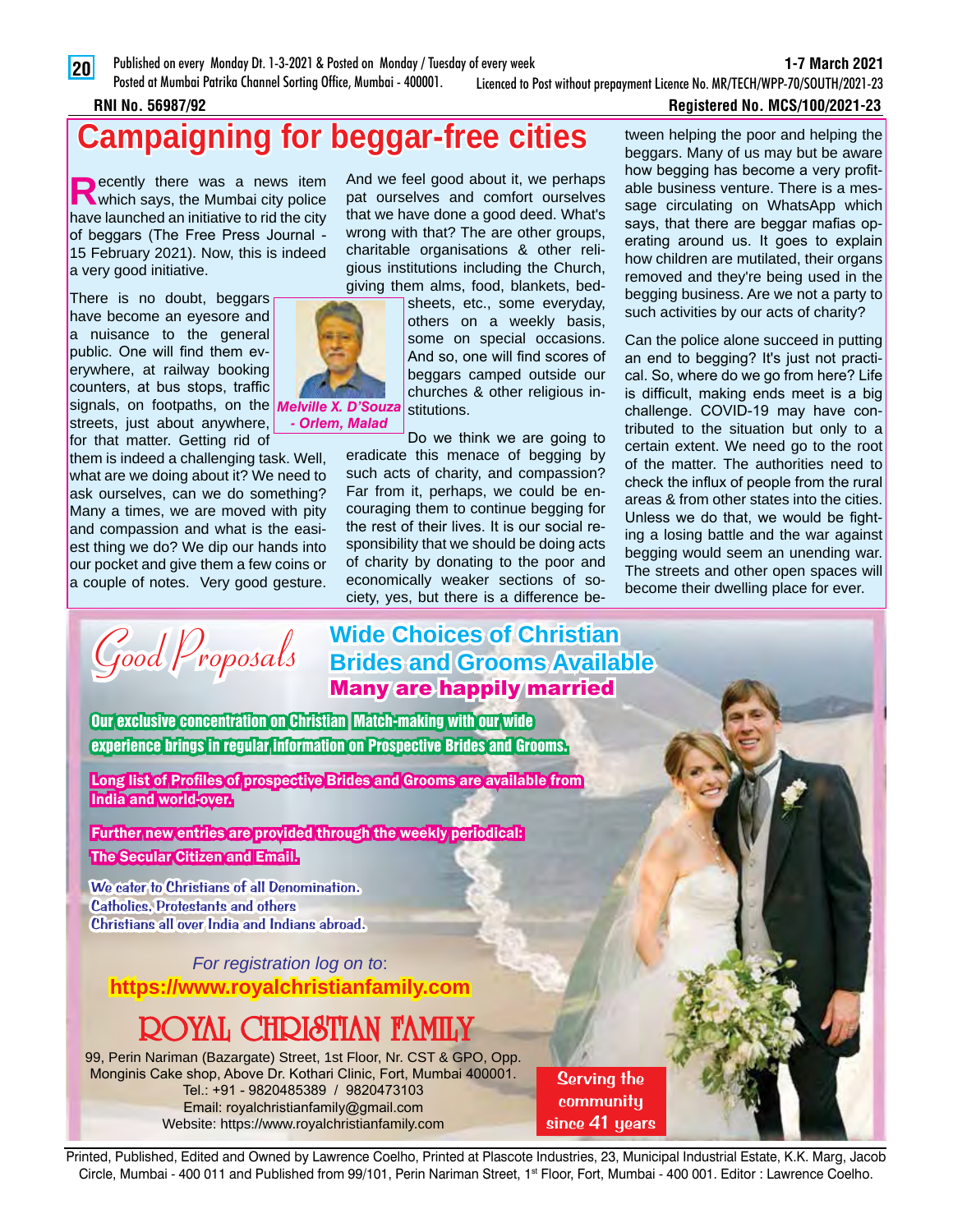# Campaigning for beggar-free cities

Recently there was a news item which says, the Mumbai city police have launched an initiative to rid the city of beggars (The Free Press Journal - 15 February 2021). Now, this is indeed a very good initiative.

There is no doubt, beggars have become an eyesore and a nuisance to the general public. One will find them everywhere, at railway booking counters, at bus stops, traffic signals, on footpaths, on the streets, just about anywhere, for that matter. Getting rid of them is indeed a challenging task. Well, what are we doing about it? We need to ask ourselves, can we do something? Many a times, we are moved with pity and compassion and what is the easiest thing we do? We dip our hands into our pocket and give them a few coins or a couple of notes. Very good gesture. And we feel good about it, we perhaps pat ourselves and comfort ourselves that we have done a good deed. What's wrong with that? The are other groups, charitable organisations & other religious institutions including the Church, giving them alms, food, blankets, bedsheets, etc., some everyday, others on a weekly basis, some on special occasions. And so, one will find scores of beggars camped outside our churches & other religious institutions.

***Melville X. D'Souza - Orlem, Malad***

Do we think we are going to eradicate this menace of begging by such acts of charity, and compassion? Far from it, perhaps, we could be encouraging them to continue begging for the rest of their lives. It is our social responsibility that we should be doing acts of charity by donating to the poor and economically weaker sections of society, yes, but there is a difference between helping the poor and helping the beggars. Many of us may but be aware how begging has become a very profitable business venture. There is a message circulating on WhatsApp which says, that there are beggar mafias operating around us. It goes to explain how children are mutilated, their organs removed and they're being used in the begging business. Are we not a party to such activities by our acts of charity?

Can the police alone succeed in putting an end to begging? It's just not practical. So, where do we go from here? Life is difficult, making ends meet is a big challenge. COVID-19 may have contributed to the situation but only to a certain extent. We need go to the root of the matter. The authorities need to check the influx of people from the rural areas & from other states into the cities. Unless we do that, we would be fighting a losing battle and the war against begging would seem an unending war. The streets and other open spaces will become their dwelling place for ever.

---

*Good Proposals*

**Wide Choices of Christian Brides and Grooms Available**

**Many are happily married**

Our exclusive concentration on Christian Match-making with our wide experience brings in regular information on Prospective Brides and Grooms.

Long list of Profiles of prospective Brides and Grooms are available from India and world-over.

Further new entries are provided through the weekly periodical: The Secular Citizen and Email.

We cater to Christians of all Denomination. Catholics, Protestants and others Christians all over India and Indians abroad.

*For registration log on to*:

**https://www.royalchristianfamily.com**

## ROYAL CHRISTIAN FAMILY

99, Perin Nariman (Bazargate) Street, 1st Floor, Nr. CST & GPO, Opp. Monginis Cake shop, Above Dr. Kothari Clinic, Fort, Mumbai 400001.
Tel.: +91 - 9820485389 / 9820473103
Email: royalchristianfamily@gmail.com
Website: https://www.royalchristianfamily.com

Serving the community since 41 years

---

Printed, Published, Edited and Owned by Lawrence Coelho, Printed at Plascote Industries, 23, Municipal Industrial Estate, K.K. Marg, Jacob Circle, Mumbai - 400 011 and Published from 99/101, Perin Nariman Street, 1st Floor, Fort, Mumbai - 400 001. Editor : Lawrence Coelho.